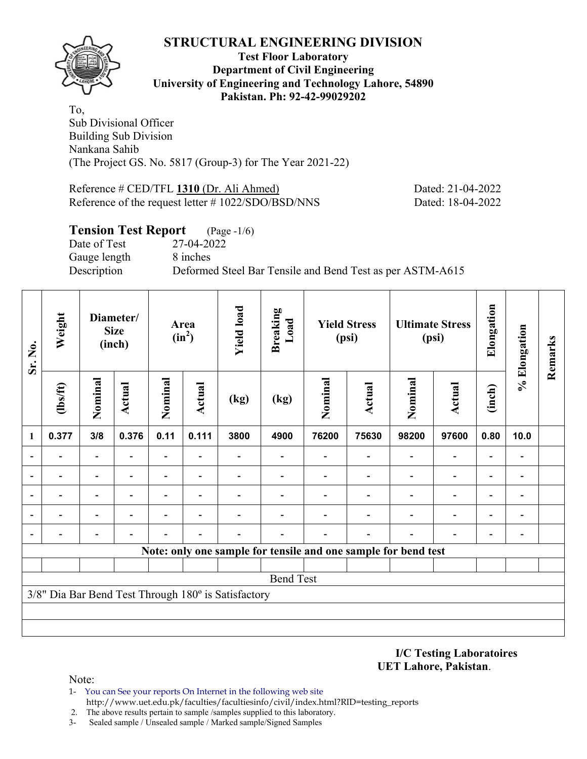# STRUCTURAL ENGINEERING DIVISION

**Test Floor Laboratory**
**Department of Civil Engineering**
**University of Engineering and Technology Lahore, 54890**
**Pakistan. Ph: 92-42-99029202**

To,
Sub Divisional Officer
Building Sub Division
Nankana Sahib
(The Project GS. No. 5817 (Group-3) for The Year 2021-22)

Reference # CED/TFL **1310** (Dr. Ali Ahmed) Dated: 21-04-2022
Reference of the request letter # 1022/SDO/BSD/NNS Dated: 18-04-2022

## Tension Test Report (Page -1/6)

Date of Test 27-04-2022
Gauge length 8 inches
Description Deformed Steel Bar Tensile and Bend Test as per ASTM-A615

| Sr. No. | Weight | Diameter/ Size (inch) | | Area ($in^2$) | | Yield load | Breaking Load | Yield Stress (psi) | | Ultimate Stress (psi) | | Elongation | % Elongation | Remarks |
|---|---|---|---|---|---|---|---|---|---|---|---|---|---|---|
| | (lbs/ft) | Nominal | Actual | Nominal | Actual | (kg) | (kg) | Nominal | Actual | Nominal | Actual | (inch) | | |
| 1 | 0.377 | 3/8 | 0.376 | 0.11 | 0.111 | 3800 | 4900 | 76200 | 75630 | 98200 | 97600 | 0.80 | 10.0 | |
| - | - | - | - | - | - | - | - | - | - | - | - | - | - | |
| - | - | - | - | - | - | - | - | - | - | - | - | - | - | |
| - | - | - | - | - | - | - | - | - | - | - | - | - | - | |
| - | - | - | - | - | - | - | - | - | - | - | - | - | - | |
| - | - | - | - | - | - | - | - | - | - | - | - | - | - | |
| **Note: only one sample for tensile and one sample for bend test** | | | | | | | | | | | | | | |
| | | | | | | | | | | | | | | |
| Bend Test | | | | | | | | | | | | | | |
| 3/8" Dia Bar Bend Test Through 180º is Satisfactory | | | | | | | | | | | | | | |

**I/C Testing Laboratoires**
**UET Lahore, Pakistan**.

Note:
1- You can See your reports On Internet in the following web site
http://www.uet.edu.pk/faculties/facultiesinfo/civil/index.html?RID=testing_reports
2. The above results pertain to sample /samples supplied to this laboratory.
3- Sealed sample / Unsealed sample / Marked sample/Signed Samples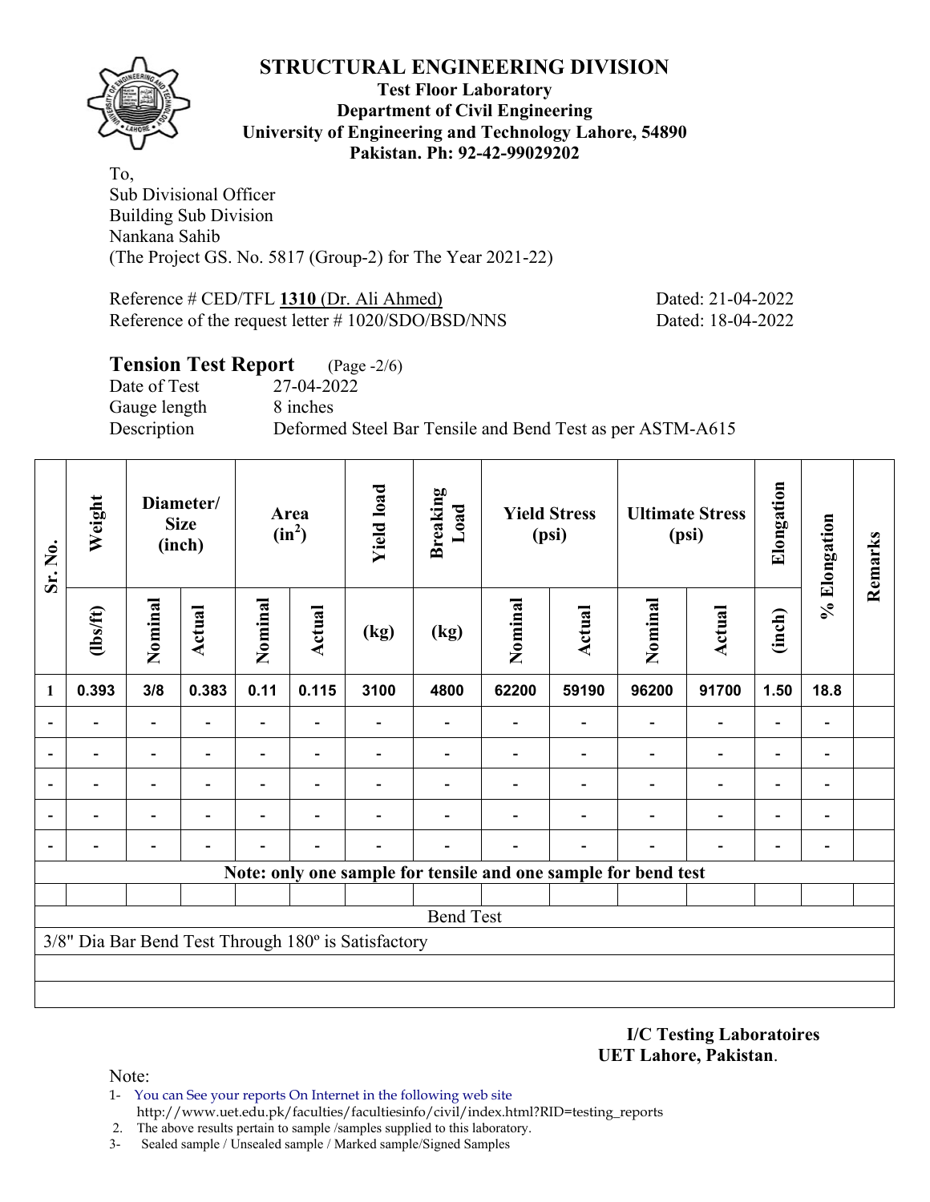# STRUCTURAL ENGINEERING DIVISION

**Test Floor Laboratory**
**Department of Civil Engineering**
**University of Engineering and Technology Lahore, 54890**
**Pakistan. Ph: 92-42-99029202**

To,
Sub Divisional Officer
Building Sub Division
Nankana Sahib
(The Project GS. No. 5817 (Group-2) for The Year 2021-22)

Reference # CED/TFL **1310** (Dr. Ali Ahmed) Dated: 21-04-2022
Reference of the request letter # 1020/SDO/BSD/NNS Dated: 18-04-2022

## Tension Test Report (Page -2/6)

Date of Test 27-04-2022
Gauge length 8 inches
Description Deformed Steel Bar Tensile and Bend Test as per ASTM-A615

| Sr. No. | Weight | Diameter/ Size (inch) | | Area ($in^2$) | | Yield load | Breaking Load | Yield Stress (psi) | | Ultimate Stress (psi) | | Elongation | % Elongation | Remarks |
|---|---|---|---|---|---|---|---|---|---|---|---|---|---|---|
| | (lbs/ft) | Nominal | Actual | Nominal | Actual | (kg) | (kg) | Nominal | Actual | Nominal | Actual | (inch) | | |
| 1 | 0.393 | 3/8 | 0.383 | 0.11 | 0.115 | 3100 | 4800 | 62200 | 59190 | 96200 | 91700 | 1.50 | 18.8 | |
| - | - | - | - | - | - | - | - | - | - | - | - | - | - | |
| - | - | - | - | - | - | - | - | - | - | - | - | - | - | |
| - | - | - | - | - | - | - | - | - | - | - | - | - | - | |
| - | - | - | - | - | - | - | - | - | - | - | - | - | - | |
| - | - | - | - | - | - | - | - | - | - | - | - | - | - | |
| **Note: only one sample for tensile and one sample for bend test** | | | | | | | | | | | | | | |
| Bend Test | | | | | | | | | | | | | | |
| 3/8" Dia Bar Bend Test Through 180º is Satisfactory | | | | | | | | | | | | | | |

**I/C Testing Laboratoires**
**UET Lahore, Pakistan**.

Note:
1- You can See your reports On Internet in the following web site
http://www.uet.edu.pk/faculties/facultiesinfo/civil/index.html?RID=testing_reports
2. The above results pertain to sample /samples supplied to this laboratory.
3- Sealed sample / Unsealed sample / Marked sample/Signed Samples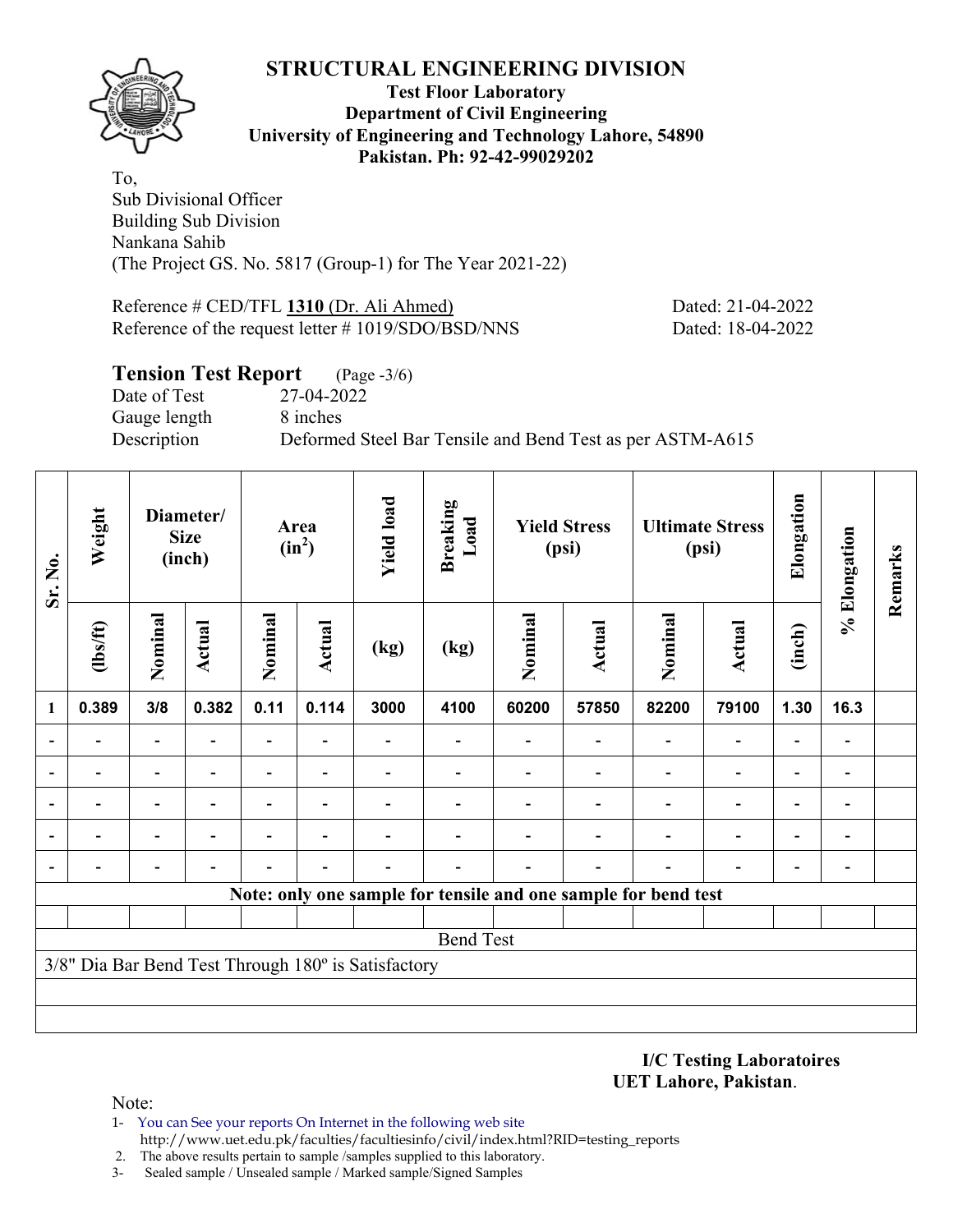# STRUCTURAL ENGINEERING DIVISION

**Test Floor Laboratory**
**Department of Civil Engineering**
**University of Engineering and Technology Lahore, 54890**
**Pakistan. Ph: 92-42-99029202**

To,
Sub Divisional Officer
Building Sub Division
Nankana Sahib
(The Project GS. No. 5817 (Group-1) for The Year 2021-22)

Reference # CED/TFL **1310** (Dr. Ali Ahmed) Dated: 21-04-2022
Reference of the request letter # 1019/SDO/BSD/NNS Dated: 18-04-2022

## Tension Test Report (Page -3/6)

Date of Test 27-04-2022
Gauge length 8 inches
Description Deformed Steel Bar Tensile and Bend Test as per ASTM-A615

| Sr. No. | Weight | Diameter/ Size (inch) | | Area ($in^2$) | | Yield load | Breaking Load | Yield Stress (psi) | | Ultimate Stress (psi) | | Elongation | % Elongation | Remarks |
|---|---|---|---|---|---|---|---|---|---|---|---|---|---|---|
| | (lbs/ft) | Nominal | Actual | Nominal | Actual | (kg) | (kg) | Nominal | Actual | Nominal | Actual | (inch) | | |
| 1 | 0.389 | 3/8 | 0.382 | 0.11 | 0.114 | 3000 | 4100 | 60200 | 57850 | 82200 | 79100 | 1.30 | 16.3 | |
| - | - | - | - | - | - | - | - | - | - | - | - | - | - | |
| - | - | - | - | - | - | - | - | - | - | - | - | - | - | |
| - | - | - | - | - | - | - | - | - | - | - | - | - | - | |
| - | - | - | - | - | - | - | - | - | - | - | - | - | - | |
| - | - | - | - | - | - | - | - | - | - | - | - | - | - | |
| Note: only one sample for tensile and one sample for bend test | | | | | | | | | | | | | | |
| Bend Test | | | | | | | | | | | | | | |
| 3/8" Dia Bar Bend Test Through 180º is Satisfactory | | | | | | | | | | | | | | |

**I/C Testing Laboratoires**
**UET Lahore, Pakistan**.

Note:
1- You can See your reports On Internet in the following web site
http://www.uet.edu.pk/faculties/facultiesinfo/civil/index.html?RID=testing_reports
2. The above results pertain to sample /samples supplied to this laboratory.
3- Sealed sample / Unsealed sample / Marked sample/Signed Samples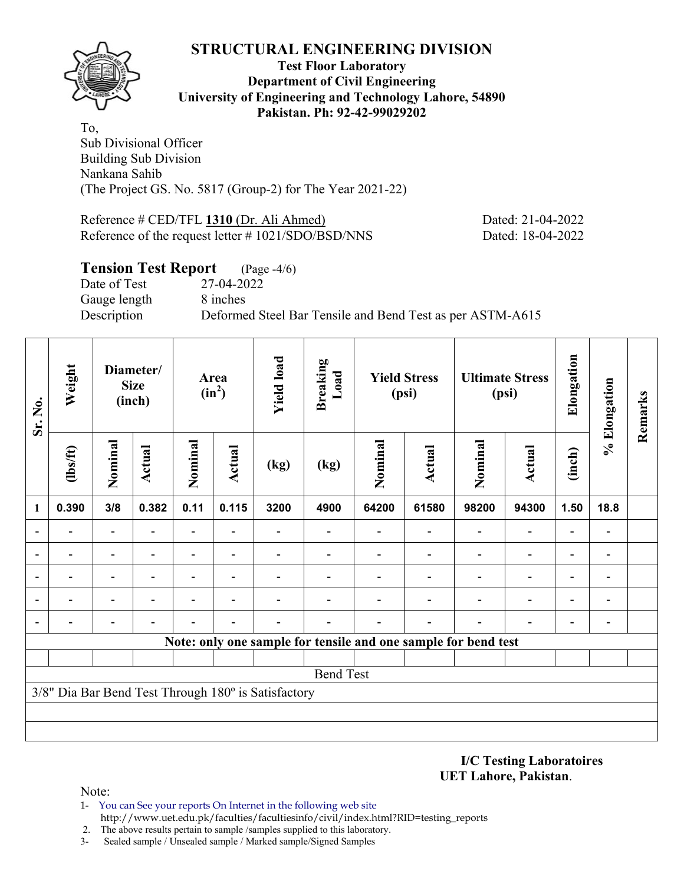# STRUCTURAL ENGINEERING DIVISION

**Test Floor Laboratory**
**Department of Civil Engineering**
**University of Engineering and Technology Lahore, 54890**
**Pakistan. Ph: 92-42-99029202**

To,
Sub Divisional Officer
Building Sub Division
Nankana Sahib
(The Project GS. No. 5817 (Group-2) for The Year 2021-22)

Reference # CED/TFL **1310** (Dr. Ali Ahmed) Dated: 21-04-2022
Reference of the request letter # 1021/SDO/BSD/NNS Dated: 18-04-2022

## Tension Test Report (Page -4/6)

Date of Test 27-04-2022
Gauge length 8 inches
Description Deformed Steel Bar Tensile and Bend Test as per ASTM-A615

| Sr. No. | Weight | Diameter/ Size (inch) | | Area ($in^2$) | | Yield load | Breaking Load | Yield Stress (psi) | | Ultimate Stress (psi) | | Elongation | % Elongation | Remarks |
|---|---|---|---|---|---|---|---|---|---|---|---|---|---|---|
| | (lbs/ft) | Nominal | Actual | Nominal | Actual | (kg) | (kg) | Nominal | Actual | Nominal | Actual | (inch) | | |
| 1 | 0.390 | 3/8 | 0.382 | 0.11 | 0.115 | 3200 | 4900 | 64200 | 61580 | 98200 | 94300 | 1.50 | 18.8 | |
| - | - | - | - | - | - | - | - | - | - | - | - | - | - | |
| - | - | - | - | - | - | - | - | - | - | - | - | - | - | |
| - | - | - | - | - | - | - | - | - | - | - | - | - | - | |
| - | - | - | - | - | - | - | - | - | - | - | - | - | - | |
| - | - | - | - | - | - | - | - | - | - | - | - | - | - | |
| **Note: only one sample for tensile and one sample for bend test** | | | | | | | | | | | | | | |
| Bend Test | | | | | | | | | | | | | | |
| 3/8" Dia Bar Bend Test Through 180º is Satisfactory | | | | | | | | | | | | | | |

**I/C Testing Laboratoires**
**UET Lahore, Pakistan**.

Note:
1- You can See your reports On Internet in the following web site
http://www.uet.edu.pk/faculties/facultiesinfo/civil/index.html?RID=testing_reports
2. The above results pertain to sample /samples supplied to this laboratory.
3- Sealed sample / Unsealed sample / Marked sample/Signed Samples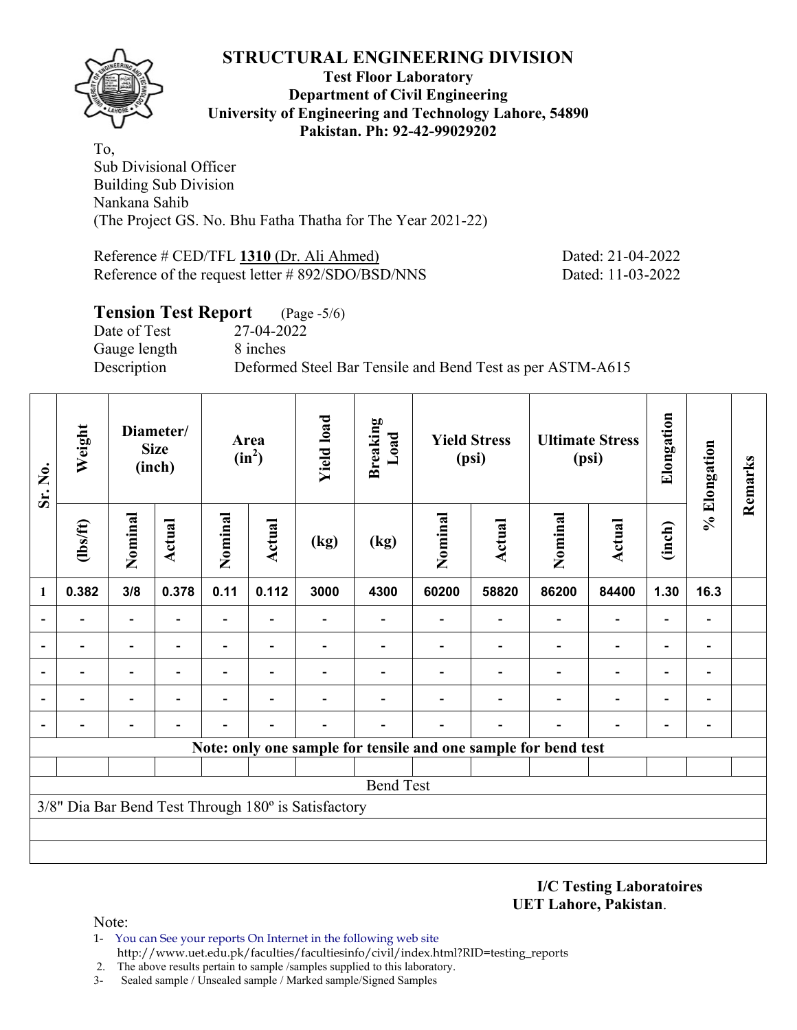# STRUCTURAL ENGINEERING DIVISION

**Test Floor Laboratory**
**Department of Civil Engineering**
**University of Engineering and Technology Lahore, 54890**
**Pakistan. Ph: 92-42-99029202**

To,
Sub Divisional Officer
Building Sub Division
Nankana Sahib
(The Project GS. No. Bhu Fatha Thatha for The Year 2021-22)

Reference # CED/TFL **1310** (Dr. Ali Ahmed) Dated: 21-04-2022
Reference of the request letter # 892/SDO/BSD/NNS Dated: 11-03-2022

## Tension Test Report (Page -5/6)

Date of Test 27-04-2022
Gauge length 8 inches
Description Deformed Steel Bar Tensile and Bend Test as per ASTM-A615

| Sr. No. | Weight | Diameter/ Size (inch) | | Area ($in^2$) | | Yield load | Breaking Load | Yield Stress (psi) | | Ultimate Stress (psi) | | Elongation | % Elongation | Remarks |
|---|---|---|---|---|---|---|---|---|---|---|---|---|---|---|
| | (lbs/ft) | Nominal | Actual | Nominal | Actual | (kg) | (kg) | Nominal | Actual | Nominal | Actual | (inch) | | |
| 1 | 0.382 | 3/8 | 0.378 | 0.11 | 0.112 | 3000 | 4300 | 60200 | 58820 | 86200 | 84400 | 1.30 | 16.3 | |
| - | - | - | - | - | - | - | - | - | - | - | - | - | - | |
| - | - | - | - | - | - | - | - | - | - | - | - | - | - | |
| - | - | - | - | - | - | - | - | - | - | - | - | - | - | |
| - | - | - | - | - | - | - | - | - | - | - | - | - | - | |
| - | - | - | - | - | - | - | - | - | - | - | - | - | - | |
| **Note: only one sample for tensile and one sample for bend test** | | | | | | | | | | | | | | |
| Bend Test | | | | | | | | | | | | | | |
| 3/8" Dia Bar Bend Test Through 180º is Satisfactory | | | | | | | | | | | | | | |

**I/C Testing Laboratoires**
**UET Lahore, Pakistan**.

Note:
1- You can See your reports On Internet in the following web site
http://www.uet.edu.pk/faculties/facultiesinfo/civil/index.html?RID=testing_reports
2. The above results pertain to sample /samples supplied to this laboratory.
3- Sealed sample / Unsealed sample / Marked sample/Signed Samples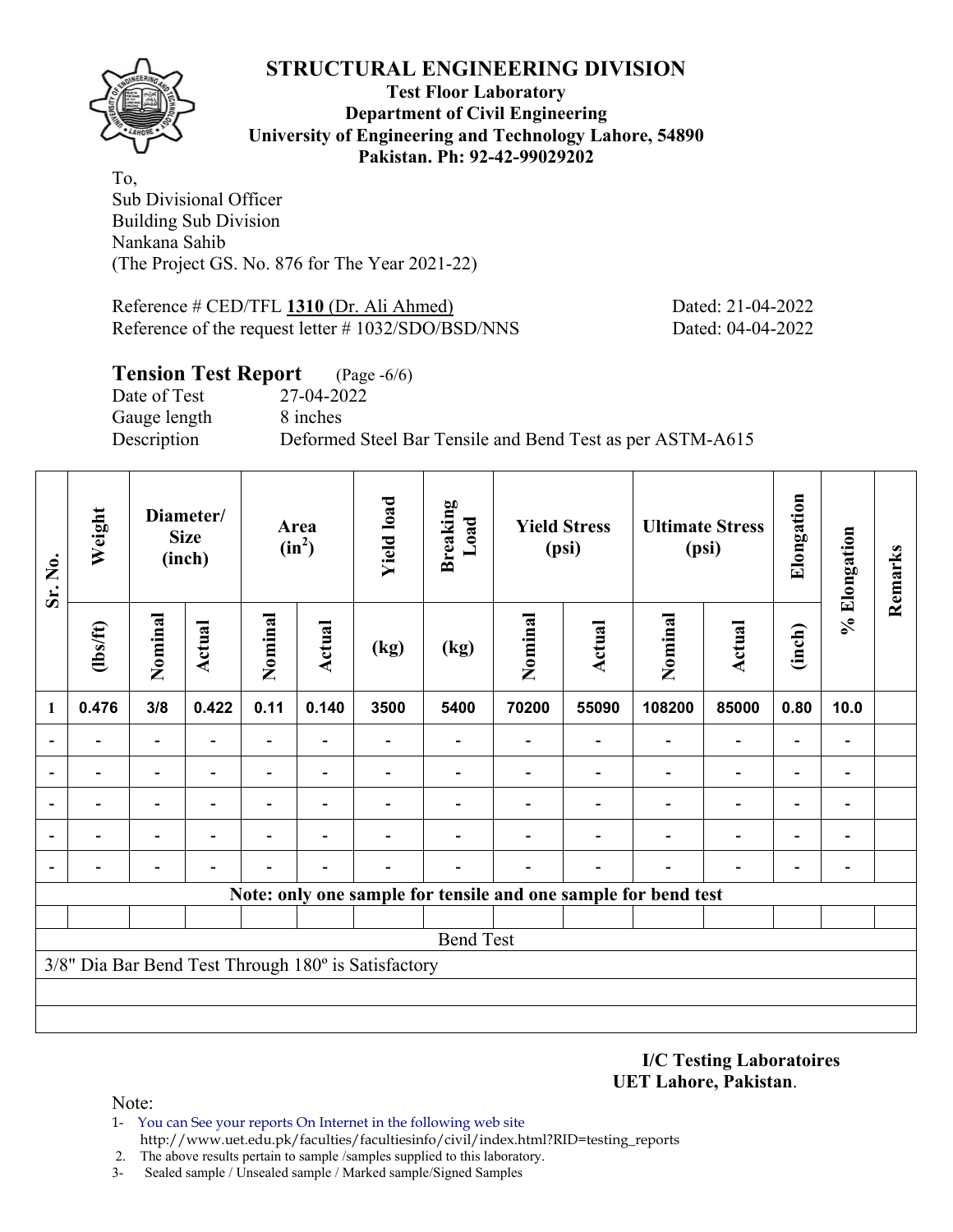# STRUCTURAL ENGINEERING DIVISION

**Test Floor Laboratory**
**Department of Civil Engineering**
**University of Engineering and Technology Lahore, 54890**
**Pakistan. Ph: 92-42-99029202**

To,
Sub Divisional Officer
Building Sub Division
Nankana Sahib
(The Project GS. No. 876 for The Year 2021-22)

Reference # CED/TFL **1310** (Dr. Ali Ahmed) Dated: 21-04-2022
Reference of the request letter # 1032/SDO/BSD/NNS Dated: 04-04-2022

## Tension Test Report (Page -6/6)

Date of Test 27-04-2022
Gauge length 8 inches
Description Deformed Steel Bar Tensile and Bend Test as per ASTM-A615

| Sr. No. | Weight | Diameter/ Size (inch) | | Area ($in^2$) | | Yield load | Breaking Load | Yield Stress (psi) | | Ultimate Stress (psi) | | Elongation | % Elongation | Remarks |
|---|---|---|---|---|---|---|---|---|---|---|---|---|---|---|
| | (lbs/ft) | Nominal | Actual | Nominal | Actual | (kg) | (kg) | Nominal | Actual | Nominal | Actual | (inch) | | |
| 1 | 0.476 | 3/8 | 0.422 | 0.11 | 0.140 | 3500 | 5400 | 70200 | 55090 | 108200 | 85000 | 0.80 | 10.0 | |
| - | - | - | - | - | - | - | - | - | - | - | - | - | - | |
| - | - | - | - | - | - | - | - | - | - | - | - | - | - | |
| - | - | - | - | - | - | - | - | - | - | - | - | - | - | |
| - | - | - | - | - | - | - | - | - | - | - | - | - | - | |
| - | - | - | - | - | - | - | - | - | - | - | - | - | - | |
| **Note: only one sample for tensile and one sample for bend test** | | | | | | | | | | | | | | |
| | | | | | | | | | | | | | | |
| Bend Test | | | | | | | | | | | | | | |
| 3/8" Dia Bar Bend Test Through 180º is Satisfactory | | | | | | | | | | | | | | |

**I/C Testing Laboratoires**
**UET Lahore, Pakistan**.

Note:
1- You can See your reports On Internet in the following web site
http://www.uet.edu.pk/faculties/facultiesinfo/civil/index.html?RID=testing_reports
2. The above results pertain to sample /samples supplied to this laboratory.
3- Sealed sample / Unsealed sample / Marked sample/Signed Samples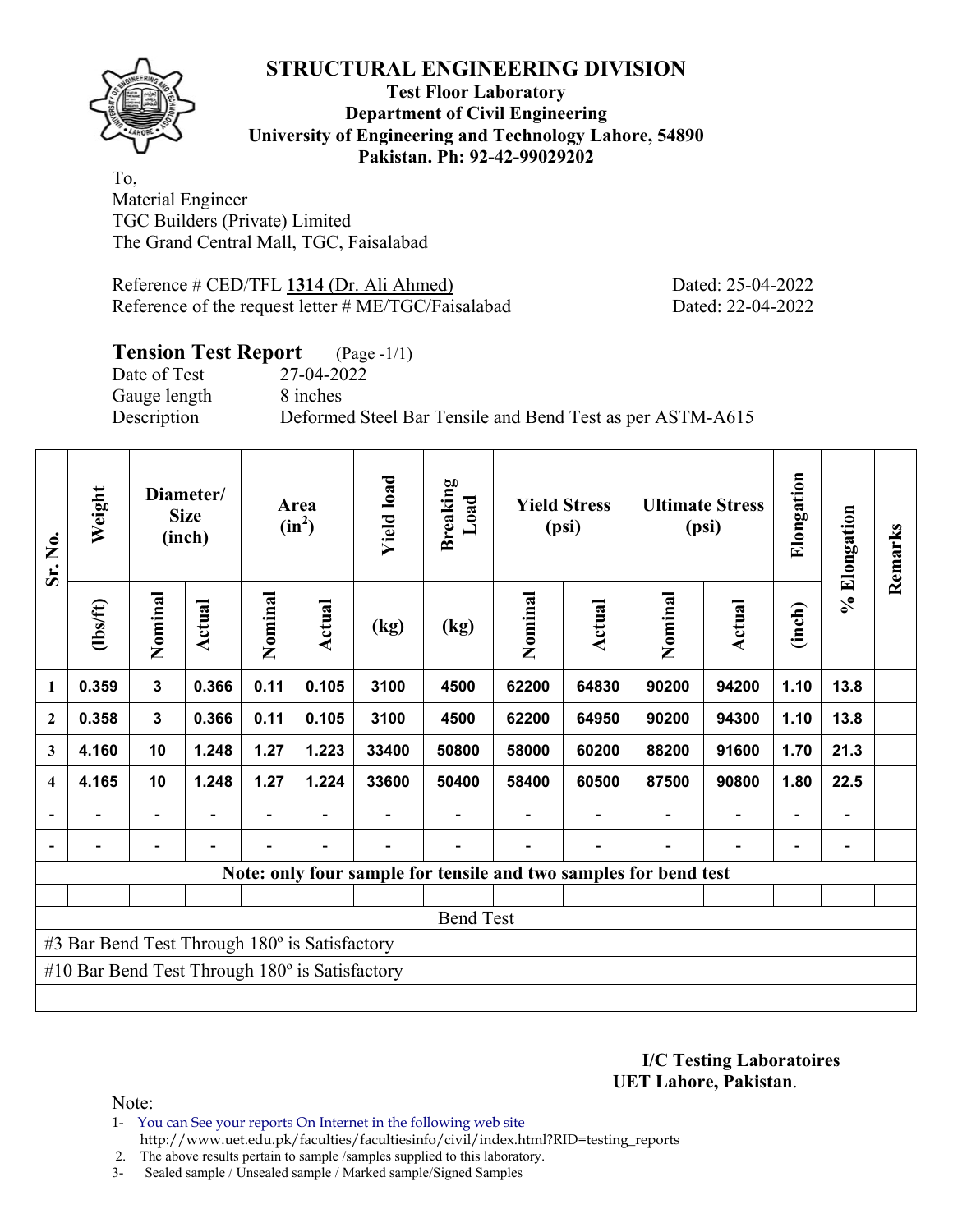# STRUCTURAL ENGINEERING DIVISION

**Test Floor Laboratory**
**Department of Civil Engineering**
**University of Engineering and Technology Lahore, 54890**
**Pakistan. Ph: 92-42-99029202**

To,
Material Engineer
TGC Builders (Private) Limited
The Grand Central Mall, TGC, Faisalabad

Reference # CED/TFL **1314** (Dr. Ali Ahmed) Dated: 25-04-2022
Reference of the request letter # ME/TGC/Faisalabad Dated: 22-04-2022

## Tension Test Report (Page -1/1)

Date of Test 27-04-2022
Gauge length 8 inches
Description Deformed Steel Bar Tensile and Bend Test as per ASTM-A615

| Sr. No. | Weight | Diameter/ Size (inch) | | Area ($in^2$) | | Yield load | Breaking Load | Yield Stress (psi) | | Ultimate Stress (psi) | | Elongation | % Elongation | Remarks |
|---|---|---|---|---|---|---|---|---|---|---|---|---|---|---|
| | (lbs/ft) | Nominal | Actual | Nominal | Actual | (kg) | (kg) | Nominal | Actual | Nominal | Actual | (inch) | | |
| 1 | 0.359 | 3 | 0.366 | 0.11 | 0.105 | 3100 | 4500 | 62200 | 64830 | 90200 | 94200 | 1.10 | 13.8 | |
| 2 | 0.358 | 3 | 0.366 | 0.11 | 0.105 | 3100 | 4500 | 62200 | 64950 | 90200 | 94300 | 1.10 | 13.8 | |
| 3 | 4.160 | 10 | 1.248 | 1.27 | 1.223 | 33400 | 50800 | 58000 | 60200 | 88200 | 91600 | 1.70 | 21.3 | |
| 4 | 4.165 | 10 | 1.248 | 1.27 | 1.224 | 33600 | 50400 | 58400 | 60500 | 87500 | 90800 | 1.80 | 22.5 | |
| - | - | - | - | - | - | - | - | - | - | - | - | - | - | |
| - | - | - | - | - | - | - | - | - | - | - | - | - | - | |

**Note: only four sample for tensile and two samples for bend test**

Bend Test

#3 Bar Bend Test Through 180º is Satisfactory

#10 Bar Bend Test Through 180º is Satisfactory

**I/C Testing Laboratoires**
**UET Lahore, Pakistan**.

Note:
1- You can See your reports On Internet in the following web site
http://www.uet.edu.pk/faculties/facultiesinfo/civil/index.html?RID=testing_reports
2. The above results pertain to sample /samples supplied to this laboratory.
3- Sealed sample / Unsealed sample / Marked sample/Signed Samples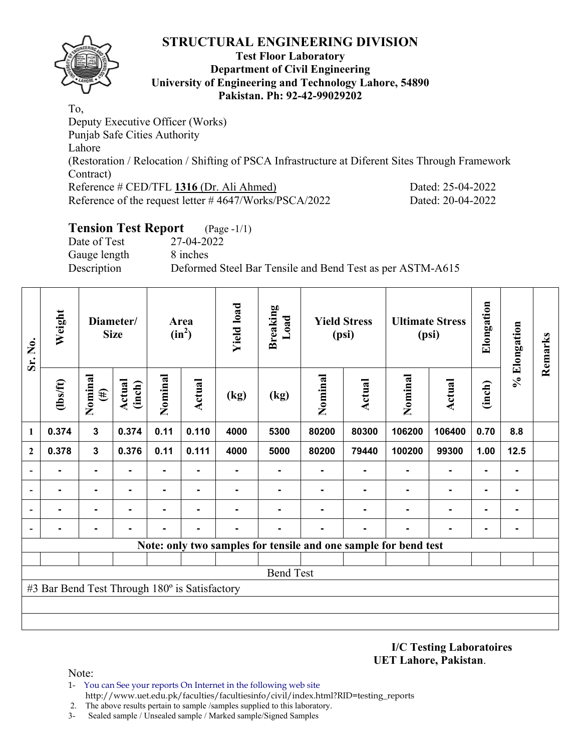# STRUCTURAL ENGINEERING DIVISION

**Test Floor Laboratory**
**Department of Civil Engineering**
**University of Engineering and Technology Lahore, 54890**
**Pakistan. Ph: 92-42-99029202**

To,
Deputy Executive Officer (Works)
Punjab Safe Cities Authority
Lahore
(Restoration / Relocation / Shifting of PSCA Infrastructure at Diferent Sites Through Framework Contract)

Reference # CED/TFL **1316** (Dr. Ali Ahmed) Dated: 25-04-2022
Reference of the request letter # 4647/Works/PSCA/2022 Dated: 20-04-2022

## Tension Test Report (Page -1/1)

Date of Test 27-04-2022
Gauge length 8 inches
Description Deformed Steel Bar Tensile and Bend Test as per ASTM-A615

| Sr. No. | Weight | Diameter/ Size | | Area ($in^2$) | | Yield load | Breaking Load | Yield Stress (psi) | | Ultimate Stress (psi) | | Elongation | % Elongation | Remarks |
|---|---|---|---|---|---|---|---|---|---|---|---|---|---|---|
| | (lbs/ft) | Nominal (#) | Actual (inch) | Nominal | Actual | (kg) | (kg) | Nominal | Actual | Nominal | Actual | (inch) | | |
| 1 | 0.374 | 3 | 0.374 | 0.11 | 0.110 | 4000 | 5300 | 80200 | 80300 | 106200 | 106400 | 0.70 | 8.8 | |
| 2 | 0.378 | 3 | 0.376 | 0.11 | 0.111 | 4000 | 5000 | 80200 | 79440 | 100200 | 99300 | 1.00 | 12.5 | |
| - | - | - | - | - | - | - | - | - | - | - | - | - | - | |
| - | - | - | - | - | - | - | - | - | - | - | - | - | - | |
| - | - | - | - | - | - | - | - | - | - | - | - | - | - | |
| - | - | - | - | - | - | - | - | - | - | - | - | - | - | |

**Note: only two samples for tensile and one sample for bend test**

Bend Test

#3 Bar Bend Test Through 180º is Satisfactory

**I/C Testing Laboratoires**
**UET Lahore, Pakistan**.

Note:
1- You can See your reports On Internet in the following web site
http://www.uet.edu.pk/faculties/facultiesinfo/civil/index.html?RID=testing_reports
2. The above results pertain to sample /samples supplied to this laboratory.
3- Sealed sample / Unsealed sample / Marked sample/Signed Samples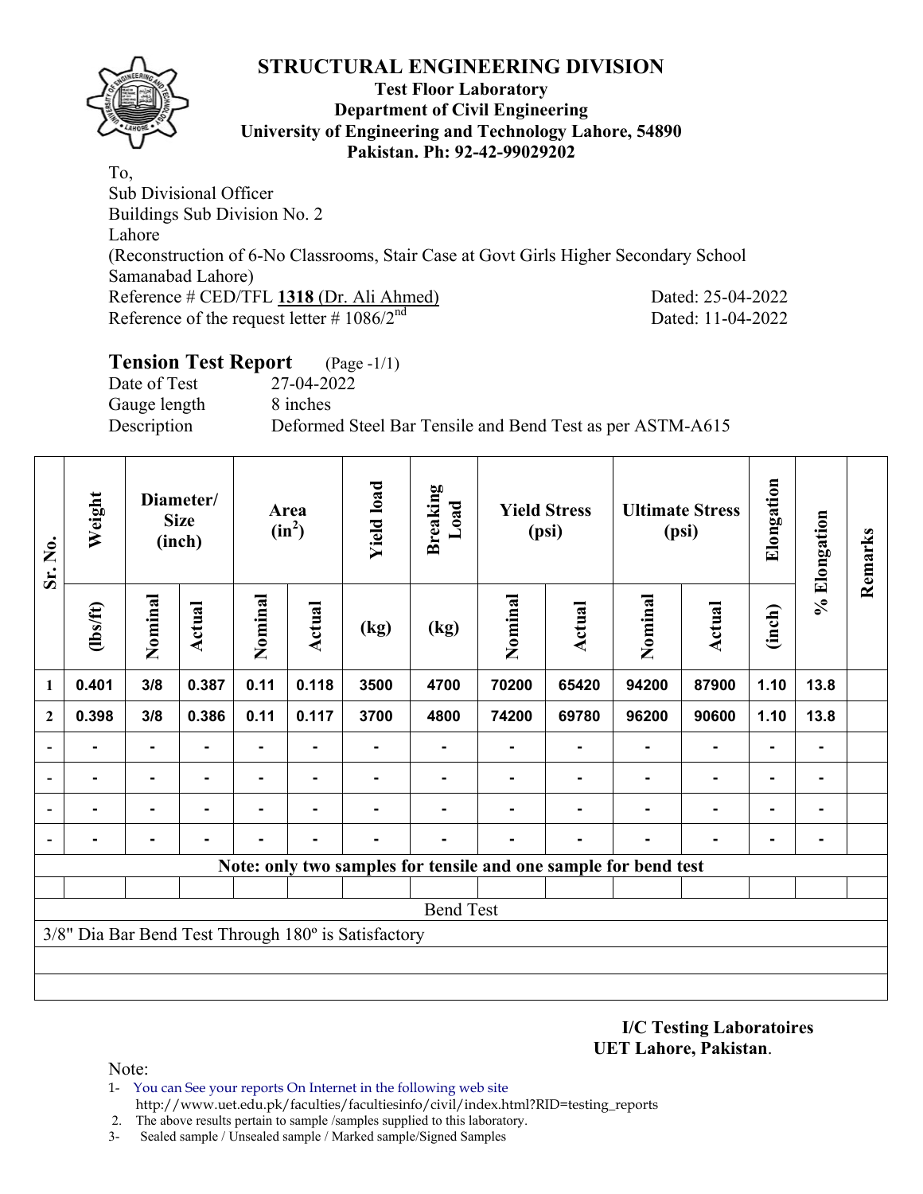# STRUCTURAL ENGINEERING DIVISION

**Test Floor Laboratory**
**Department of Civil Engineering**
**University of Engineering and Technology Lahore, 54890**
**Pakistan. Ph: 92-42-99029202**

To,
Sub Divisional Officer
Buildings Sub Division No. 2
Lahore
(Reconstruction of 6-No Classrooms, Stair Case at Govt Girls Higher Secondary School Samanabad Lahore)

Reference # CED/TFL **1318** (Dr. Ali Ahmed) Dated: 25-04-2022
Reference of the request letter # 1086/2nd Dated: 11-04-2022

## Tension Test Report (Page -1/1)

Date of Test 27-04-2022
Gauge length 8 inches
Description Deformed Steel Bar Tensile and Bend Test as per ASTM-A615

| Sr. No. | Weight | Diameter/ Size (inch) | | Area ($in^2$) | | Yield load | Breaking Load | Yield Stress (psi) | | Ultimate Stress (psi) | | Elongation | % Elongation | Remarks |
|---|---|---|---|---|---|---|---|---|---|---|---|---|---|---|
| | (lbs/ft) | Nominal | Actual | Nominal | Actual | (kg) | (kg) | Nominal | Actual | Nominal | Actual | (inch) | | |
| 1 | 0.401 | 3/8 | 0.387 | 0.11 | 0.118 | 3500 | 4700 | 70200 | 65420 | 94200 | 87900 | 1.10 | 13.8 | |
| 2 | 0.398 | 3/8 | 0.386 | 0.11 | 0.117 | 3700 | 4800 | 74200 | 69780 | 96200 | 90600 | 1.10 | 13.8 | |
| - | - | - | - | - | - | - | - | - | - | - | - | - | - | |
| - | - | - | - | - | - | - | - | - | - | - | - | - | - | |
| - | - | - | - | - | - | - | - | - | - | - | - | - | - | |
| - | - | - | - | - | - | - | - | - | - | - | - | - | - | |

**Note: only two samples for tensile and one sample for bend test**

Bend Test

3/8" Dia Bar Bend Test Through 180º is Satisfactory

**I/C Testing Laboratoires**
**UET Lahore, Pakistan**.

Note:
1- You can See your reports On Internet in the following web site http://www.uet.edu.pk/faculties/facultiesinfo/civil/index.html?RID=testing_reports
2. The above results pertain to sample /samples supplied to this laboratory.
3- Sealed sample / Unsealed sample / Marked sample/Signed Samples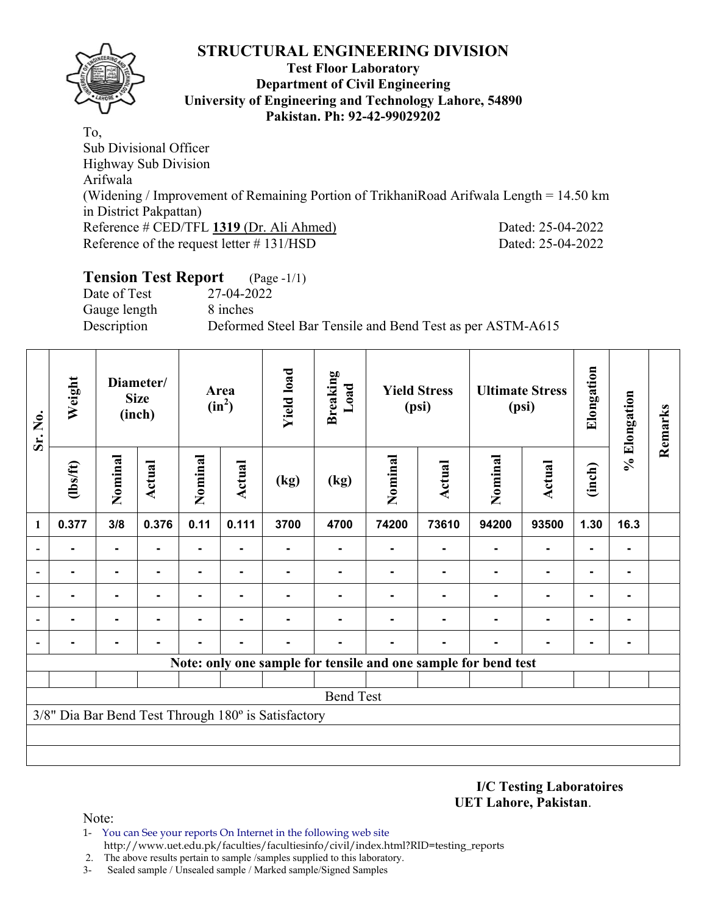# STRUCTURAL ENGINEERING DIVISION

**Test Floor Laboratory**
**Department of Civil Engineering**
**University of Engineering and Technology Lahore, 54890**
**Pakistan. Ph: 92-42-99029202**

To,
Sub Divisional Officer
Highway Sub Division
Arifwala
(Widening / Improvement of Remaining Portion of TrikhaniRoad Arifwala Length = 14.50 km in District Pakpattan)
Reference # CED/TFL **1319** (Dr. Ali Ahmed) Dated: 25-04-2022
Reference of the request letter # 131/HSD Dated: 25-04-2022

## Tension Test Report (Page -1/1)

Date of Test 27-04-2022
Gauge length 8 inches
Description Deformed Steel Bar Tensile and Bend Test as per ASTM-A615

| Sr. No. | Weight | Diameter/ Size (inch) | | Area ($in^2$) | | Yield load | Breaking Load | Yield Stress (psi) | | Ultimate Stress (psi) | | Elongation | % Elongation | Remarks |
|---|---|---|---|---|---|---|---|---|---|---|---|---|---|---|
| | (lbs/ft) | Nominal | Actual | Nominal | Actual | (kg) | (kg) | Nominal | Actual | Nominal | Actual | (inch) | | |
| 1 | 0.377 | 3/8 | 0.376 | 0.11 | 0.111 | 3700 | 4700 | 74200 | 73610 | 94200 | 93500 | 1.30 | 16.3 | |
| - | - | - | - | - | - | - | - | - | - | - | - | - | - | |
| - | - | - | - | - | - | - | - | - | - | - | - | - | - | |
| - | - | - | - | - | - | - | - | - | - | - | - | - | - | |
| - | - | - | - | - | - | - | - | - | - | - | - | - | - | |
| - | - | - | - | - | - | - | - | - | - | - | - | - | - | |

**Note: only one sample for tensile and one sample for bend test**

Bend Test

3/8" Dia Bar Bend Test Through 180º is Satisfactory

**I/C Testing Laboratoires**
**UET Lahore, Pakistan**.

Note:
1- You can See your reports On Internet in the following web site
http://www.uet.edu.pk/faculties/facultiesinfo/civil/index.html?RID=testing_reports
2. The above results pertain to sample /samples supplied to this laboratory.
3- Sealed sample / Unsealed sample / Marked sample/Signed Samples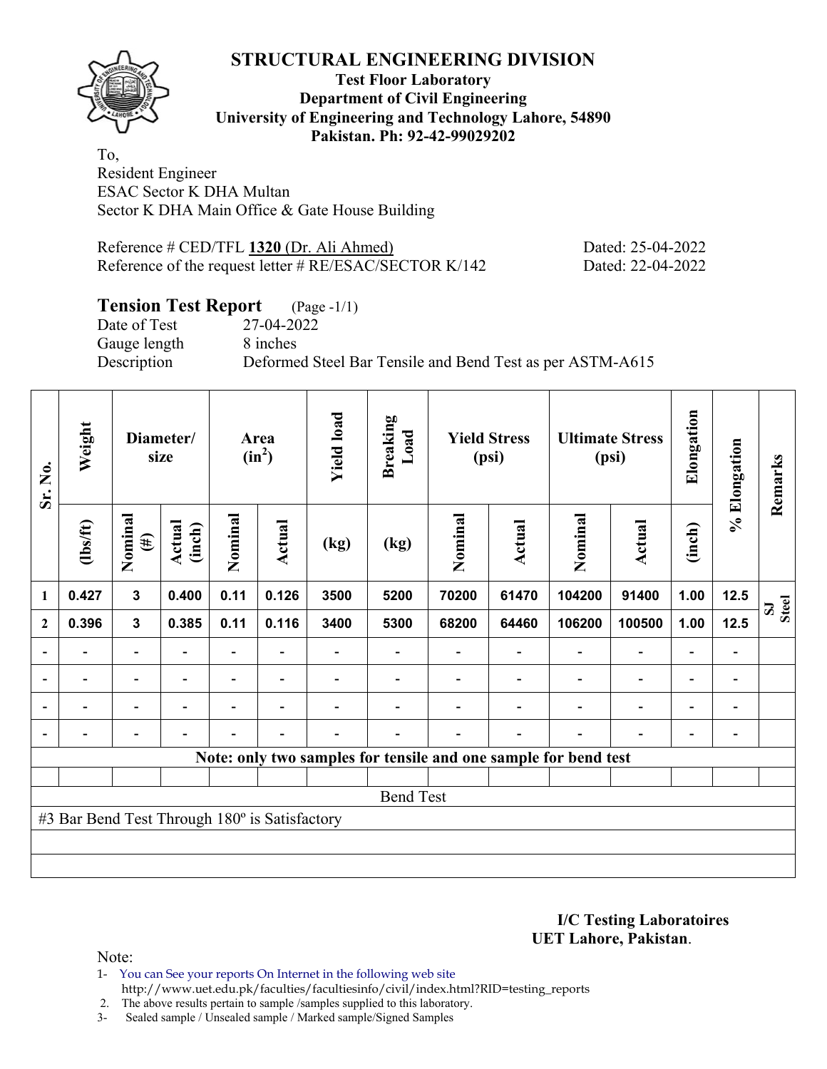# STRUCTURAL ENGINEERING DIVISION

**Test Floor Laboratory**
**Department of Civil Engineering**
**University of Engineering and Technology Lahore, 54890**
**Pakistan. Ph: 92-42-99029202**

To,
Resident Engineer
ESAC Sector K DHA Multan
Sector K DHA Main Office & Gate House Building

Reference # CED/TFL **1320** (Dr. Ali Ahmed) Dated: 25-04-2022
Reference of the request letter # RE/ESAC/SECTOR K/142 Dated: 22-04-2022

## Tension Test Report (Page -1/1)

Date of Test 27-04-2022
Gauge length 8 inches
Description Deformed Steel Bar Tensile and Bend Test as per ASTM-A615

| Sr. No. | Weight | Diameter/ size | | Area ($in^2$) | | Yield load | Breaking Load | Yield Stress (psi) | | Ultimate Stress (psi) | | Elongation | % Elongation | Remarks |
|---|---|---|---|---|---|---|---|---|---|---|---|---|---|---|
| | (lbs/ft) | Nominal (#) | Actual (inch) | Nominal | Actual | (kg) | (kg) | Nominal | Actual | Nominal | Actual | (inch) | | |
| 1 | 0.427 | 3 | 0.400 | 0.11 | 0.126 | 3500 | 5200 | 70200 | 61470 | 104200 | 91400 | 1.00 | 12.5 | SJ Steel |
| 2 | 0.396 | 3 | 0.385 | 0.11 | 0.116 | 3400 | 5300 | 68200 | 64460 | 106200 | 100500 | 1.00 | 12.5 | |
| - | - | - | - | - | - | - | - | - | - | - | - | - | - | |
| - | - | - | - | - | - | - | - | - | - | - | - | - | - | |
| - | - | - | - | - | - | - | - | - | - | - | - | - | - | |
| - | - | - | - | - | - | - | - | - | - | - | - | - | - | |
| Note: only two samples for tensile and one sample for bend test | | | | | | | | | | | | | | |
| Bend Test | | | | | | | | | | | | | | |
| #3 Bar Bend Test Through 180º is Satisfactory | | | | | | | | | | | | | | |

**I/C Testing Laboratoires**
**UET Lahore, Pakistan**.

Note:

1- You can See your reports On Internet in the following web site
http://www.uet.edu.pk/faculties/facultiesinfo/civil/index.html?RID=testing_reports
2. The above results pertain to sample /samples supplied to this laboratory.
3- Sealed sample / Unsealed sample / Marked sample/Signed Samples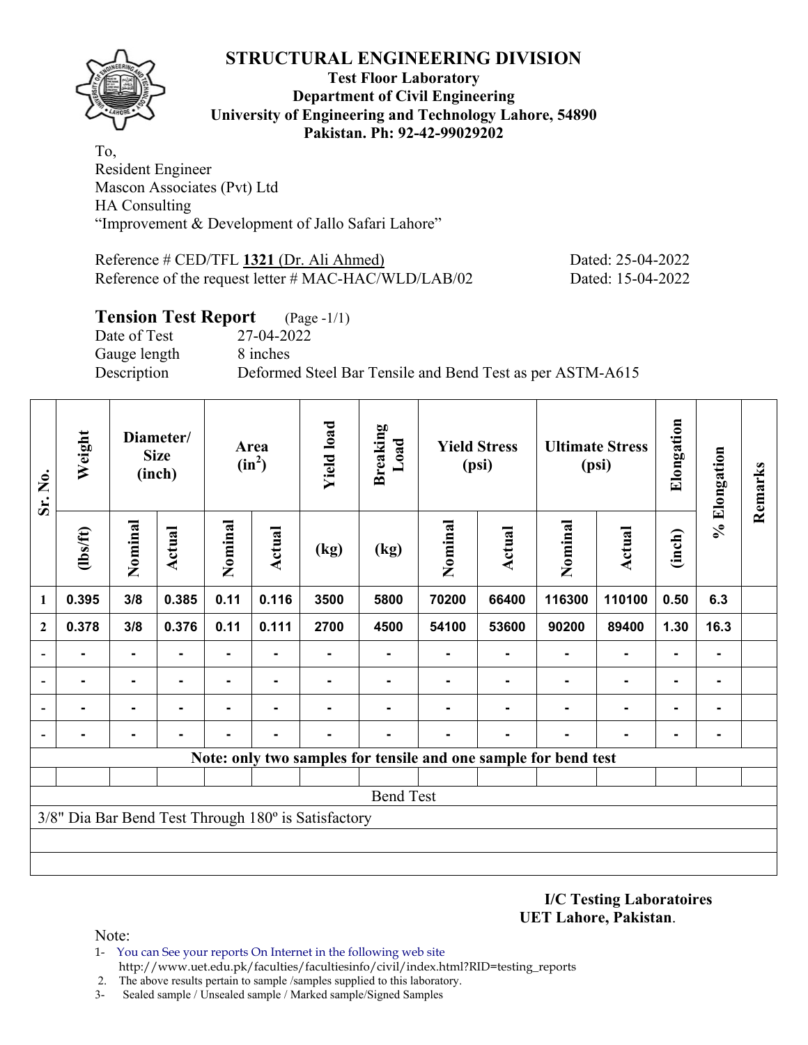# STRUCTURAL ENGINEERING DIVISION

**Test Floor Laboratory**
**Department of Civil Engineering**
**University of Engineering and Technology Lahore, 54890**
**Pakistan. Ph: 92-42-99029202**

To,
Resident Engineer
Mascon Associates (Pvt) Ltd
HA Consulting
"Improvement & Development of Jallo Safari Lahore"

Reference # CED/TFL **1321** (Dr. Ali Ahmed) Dated: 25-04-2022
Reference of the request letter # MAC-HAC/WLD/LAB/02 Dated: 15-04-2022

## Tension Test Report (Page -1/1)

Date of Test 27-04-2022
Gauge length 8 inches
Description Deformed Steel Bar Tensile and Bend Test as per ASTM-A615

| Sr. No. | Weight | Diameter/ Size (inch) | | Area ($in^2$) | | Yield load | Breaking Load | Yield Stress (psi) | | Ultimate Stress (psi) | | Elongation | % Elongation | Remarks |
|---|---|---|---|---|---|---|---|---|---|---|---|---|---|---|
| | (lbs/ft) | Nominal | Actual | Nominal | Actual | (kg) | (kg) | Nominal | Actual | Nominal | Actual | (inch) | | |
| 1 | 0.395 | 3/8 | 0.385 | 0.11 | 0.116 | 3500 | 5800 | 70200 | 66400 | 116300 | 110100 | 0.50 | 6.3 | |
| 2 | 0.378 | 3/8 | 0.376 | 0.11 | 0.111 | 2700 | 4500 | 54100 | 53600 | 90200 | 89400 | 1.30 | 16.3 | |
| - | - | - | - | - | - | - | - | - | - | - | - | - | - | |
| - | - | - | - | - | - | - | - | - | - | - | - | - | - | |
| - | - | - | - | - | - | - | - | - | - | - | - | - | - | |
| - | - | - | - | - | - | - | - | - | - | - | - | - | - | |

**Note: only two samples for tensile and one sample for bend test**

Bend Test

3/8" Dia Bar Bend Test Through 180º is Satisfactory

**I/C Testing Laboratoires**
**UET Lahore, Pakistan**.

Note:
1- You can See your reports On Internet in the following web site
http://www.uet.edu.pk/faculties/facultiesinfo/civil/index.html?RID=testing_reports
2. The above results pertain to sample /samples supplied to this laboratory.
3- Sealed sample / Unsealed sample / Marked sample/Signed Samples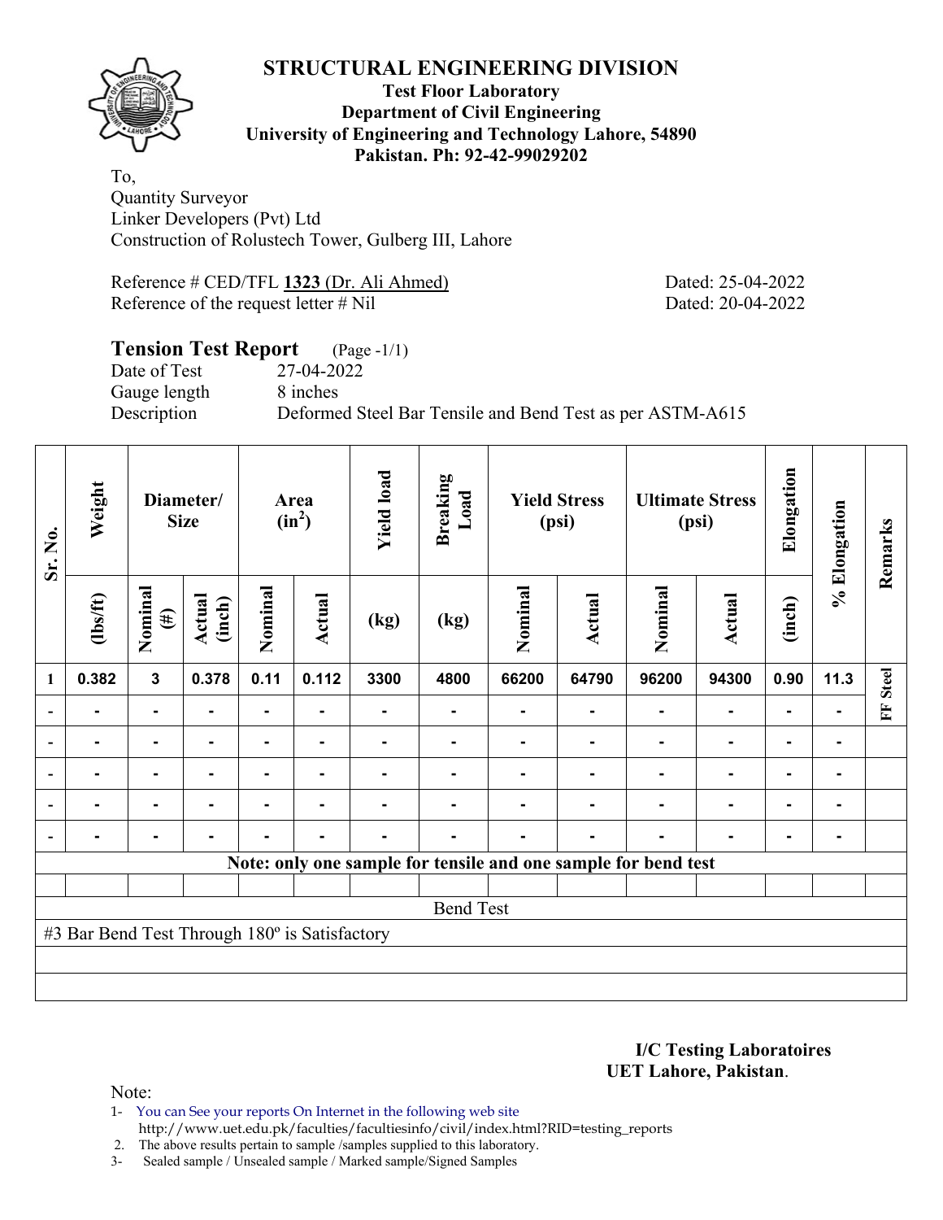# STRUCTURAL ENGINEERING DIVISION

**Test Floor Laboratory**
**Department of Civil Engineering**
**University of Engineering and Technology Lahore, 54890**
**Pakistan. Ph: 92-42-99029202**

To,
Quantity Surveyor
Linker Developers (Pvt) Ltd
Construction of Rolustech Tower, Gulberg III, Lahore

Reference # CED/TFL **1323** (Dr. Ali Ahmed) Dated: 25-04-2022
Reference of the request letter # Nil Dated: 20-04-2022

## Tension Test Report (Page -1/1)

Date of Test 27-04-2022
Gauge length 8 inches
Description Deformed Steel Bar Tensile and Bend Test as per ASTM-A615

| Sr. No. | Weight | Diameter/ Size | | Area ($in^2$) | | Yield load | Breaking Load | Yield Stress (psi) | | Ultimate Stress (psi) | | Elongation | % Elongation | Remarks |
|---|---|---|---|---|---|---|---|---|---|---|---|---|---|---|
| | (lbs/ft) | Nominal (#) | Actual (inch) | Nominal | Actual | (kg) | (kg) | Nominal | Actual | Nominal | Actual | (inch) | | |
| 1 | 0.382 | 3 | 0.378 | 0.11 | 0.112 | 3300 | 4800 | 66200 | 64790 | 96200 | 94300 | 0.90 | 11.3 | FF Steel |
| - | - | - | - | - | - | - | - | - | - | - | - | - | - | |
| - | - | - | - | - | - | - | - | - | - | - | - | - | - | |
| - | - | - | - | - | - | - | - | - | - | - | - | - | - | |
| - | - | - | - | - | - | - | - | - | - | - | - | - | - | |
| - | - | - | - | - | - | - | - | - | - | - | - | - | - | |

**Note: only one sample for tensile and one sample for bend test**

Bend Test

#3 Bar Bend Test Through 180º is Satisfactory

**I/C Testing Laboratoires**
**UET Lahore, Pakistan**.

Note:
1- You can See your reports On Internet in the following web site
http://www.uet.edu.pk/faculties/facultiesinfo/civil/index.html?RID=testing_reports
2. The above results pertain to sample /samples supplied to this laboratory.
3- Sealed sample / Unsealed sample / Marked sample/Signed Samples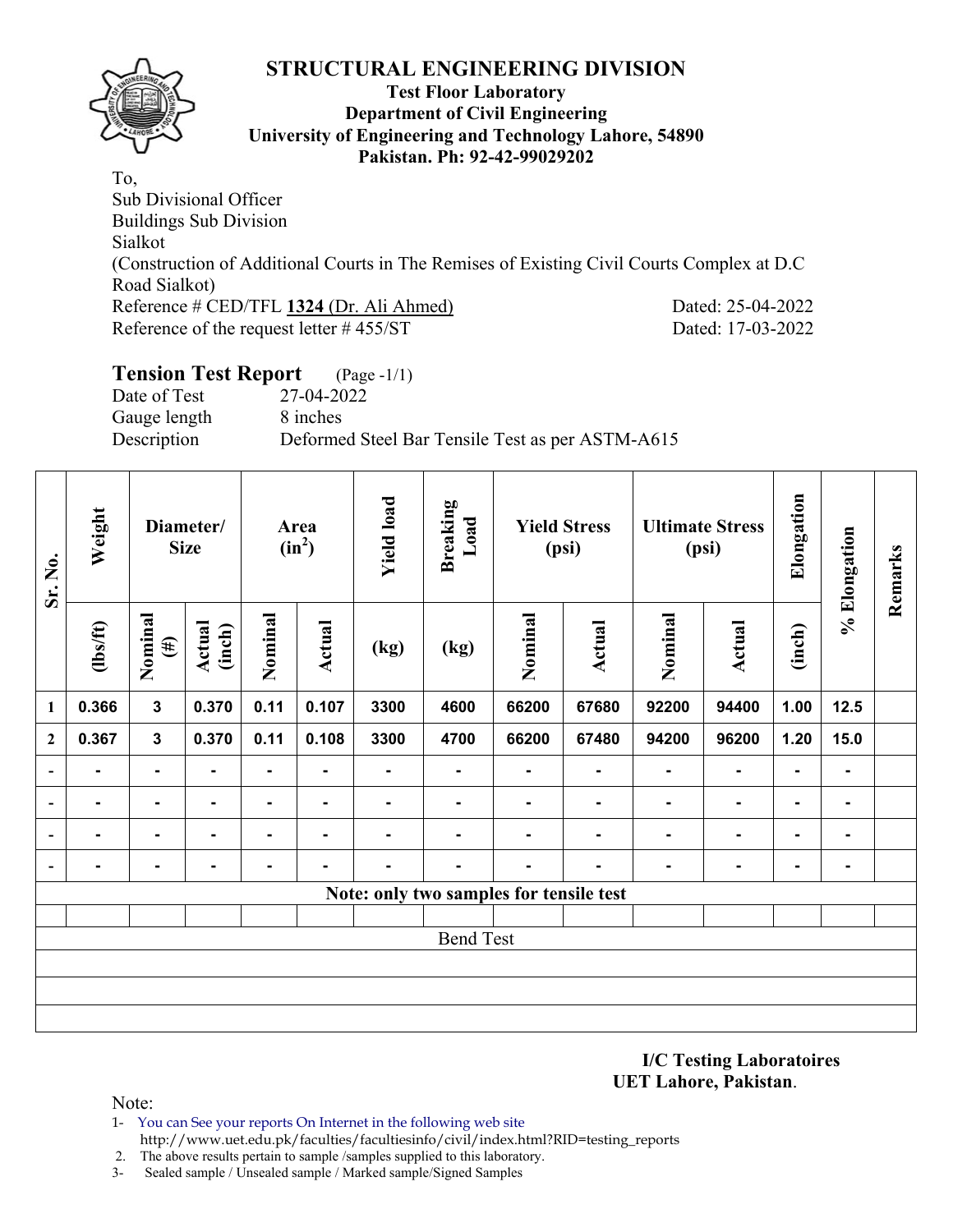# STRUCTURAL ENGINEERING DIVISION

**Test Floor Laboratory**
**Department of Civil Engineering**
**University of Engineering and Technology Lahore, 54890**
**Pakistan. Ph: 92-42-99029202**

To,
Sub Divisional Officer
Buildings Sub Division
Sialkot
(Construction of Additional Courts in The Remises of Existing Civil Courts Complex at D.C Road Sialkot)
Reference # CED/TFL **1324** (Dr. Ali Ahmed) Dated: 25-04-2022
Reference of the request letter # 455/ST Dated: 17-03-2022

## Tension Test Report (Page -1/1)

Date of Test 27-04-2022
Gauge length 8 inches
Description Deformed Steel Bar Tensile Test as per ASTM-A615

| Sr. No. | Weight | Diameter/ Size | | Area ($in^2$) | | Yield load | Breaking Load | Yield Stress (psi) | | Ultimate Stress (psi) | | Elongation | % Elongation | Remarks |
|---|---|---|---|---|---|---|---|---|---|---|---|---|---|---|
| | (lbs/ft) | Nominal (#) | Actual (inch) | Nominal | Actual | (kg) | (kg) | Nominal | Actual | Nominal | Actual | (inch) | | |
| 1 | 0.366 | 3 | 0.370 | 0.11 | 0.107 | 3300 | 4600 | 66200 | 67680 | 92200 | 94400 | 1.00 | 12.5 | |
| 2 | 0.367 | 3 | 0.370 | 0.11 | 0.108 | 3300 | 4700 | 66200 | 67480 | 94200 | 96200 | 1.20 | 15.0 | |
| - | - | - | - | - | - | - | - | - | - | - | - | - | - | |
| - | - | - | - | - | - | - | - | - | - | - | - | - | - | |
| - | - | - | - | - | - | - | - | - | - | - | - | - | - | |
| - | - | - | - | - | - | - | - | - | - | - | - | - | - | |
| | | | | | | Note: only two samples for tensile test | | | | | | | | |
| | | | | | | | | | | | | | | |
| | | | | | | Bend Test | | | | | | | | |

**I/C Testing Laboratoires**
**UET Lahore, Pakistan**.

Note:

1- You can See your reports On Internet in the following web site http://www.uet.edu.pk/faculties/facultiesinfo/civil/index.html?RID=testing_reports
2. The above results pertain to sample /samples supplied to this laboratory.
3- Sealed sample / Unsealed sample / Marked sample/Signed Samples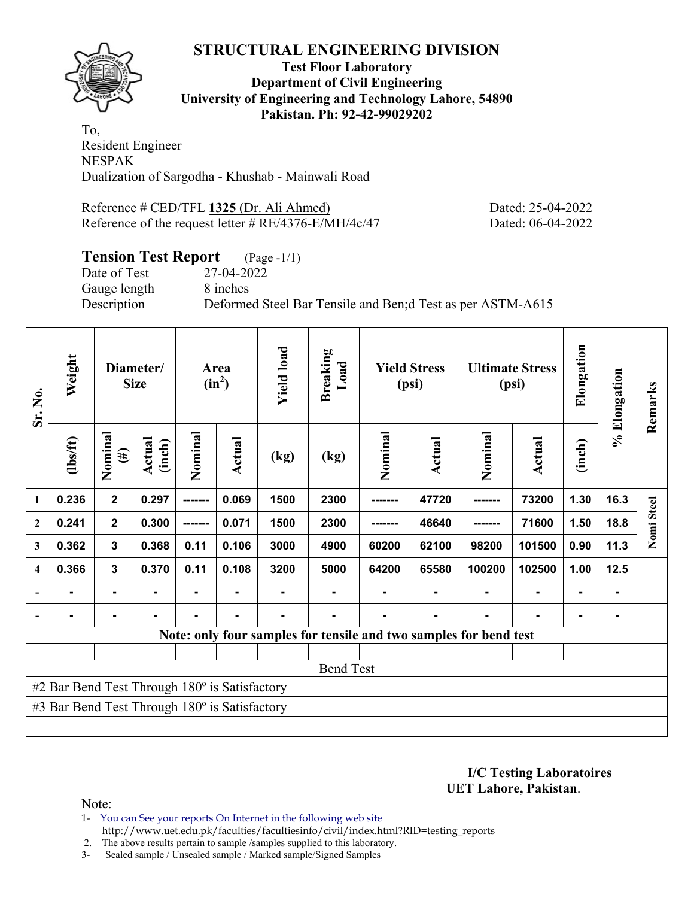# STRUCTURAL ENGINEERING DIVISION

**Test Floor Laboratory**
**Department of Civil Engineering**
**University of Engineering and Technology Lahore, 54890**
**Pakistan. Ph: 92-42-99029202**

To,
Resident Engineer
NESPAK
Dualization of Sargodha - Khushab - Mainwali Road

Reference # CED/TFL **1325** (Dr. Ali Ahmed) Dated: 25-04-2022
Reference of the request letter # RE/4376-E/MH/4c/47 Dated: 06-04-2022

## Tension Test Report (Page -1/1)

Date of Test 27-04-2022
Gauge length 8 inches
Description Deformed Steel Bar Tensile and Ben;d Test as per ASTM-A615

| Sr. No. | Weight | Diameter/ Size | | Area ($in^2$) | | Yield load | Breaking Load | Yield Stress (psi) | | Ultimate Stress (psi) | | Elongation | % Elongation | Remarks |
|---|---|---|---|---|---|---|---|---|---|---|---|---|---|---|
| | (lbs/ft) | Nominal (#) | Actual (inch) | Nominal | Actual | (kg) | (kg) | Nominal | Actual | Nominal | Actual | (inch) | | |
| 1 | 0.236 | 2 | 0.297 | ------- | 0.069 | 1500 | 2300 | ------- | 47720 | ------- | 73200 | 1.30 | 16.3 | Nomi Steel |
| 2 | 0.241 | 2 | 0.300 | ------- | 0.071 | 1500 | 2300 | ------- | 46640 | ------- | 71600 | 1.50 | 18.8 | |
| 3 | 0.362 | 3 | 0.368 | 0.11 | 0.106 | 3000 | 4900 | 60200 | 62100 | 98200 | 101500 | 0.90 | 11.3 | |
| 4 | 0.366 | 3 | 0.370 | 0.11 | 0.108 | 3200 | 5000 | 64200 | 65580 | 100200 | 102500 | 1.00 | 12.5 | |
| - | - | - | - | - | - | - | - | - | - | - | - | - | - | |
| - | - | - | - | - | - | - | - | - | - | - | - | - | - | |
| Note: only four samples for tensile and two samples for bend test | | | | | | | | | | | | | | |
| Bend Test | | | | | | | | | | | | | | |
| #2 Bar Bend Test Through 180º is Satisfactory | | | | | | | | | | | | | | |
| #3 Bar Bend Test Through 180º is Satisfactory | | | | | | | | | | | | | | |

**I/C Testing Laboratoires**
**UET Lahore, Pakistan**.

Note:
1- You can See your reports On Internet in the following web site
http://www.uet.edu.pk/faculties/facultiesinfo/civil/index.html?RID=testing_reports
2. The above results pertain to sample /samples supplied to this laboratory.
3- Sealed sample / Unsealed sample / Marked sample/Signed Samples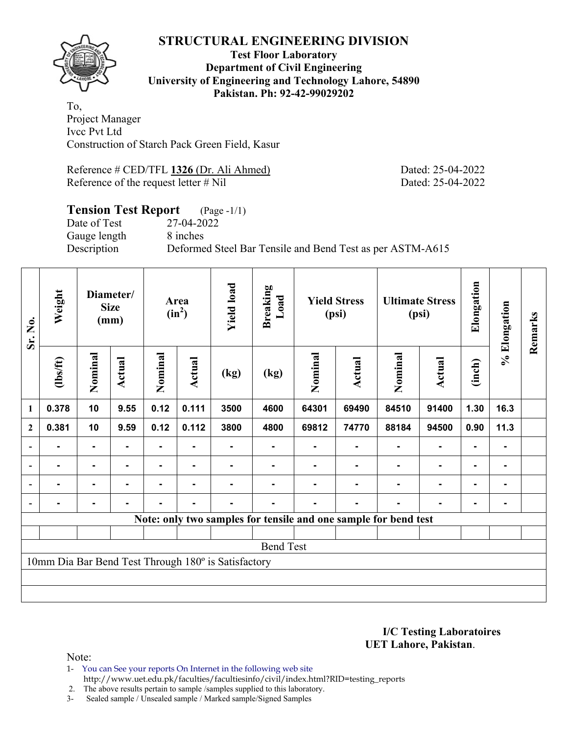# STRUCTURAL ENGINEERING DIVISION

**Test Floor Laboratory**
**Department of Civil Engineering**
**University of Engineering and Technology Lahore, 54890**
**Pakistan. Ph: 92-42-99029202**

To,
Project Manager
Ivcc Pvt Ltd
Construction of Starch Pack Green Field, Kasur

Reference # CED/TFL **1326** (Dr. Ali Ahmed) Dated: 25-04-2022
Reference of the request letter # Nil Dated: 25-04-2022

## Tension Test Report (Page -1/1)

Date of Test 27-04-2022
Gauge length 8 inches
Description Deformed Steel Bar Tensile and Bend Test as per ASTM-A615

| Sr. No. | Weight | Diameter/ Size (mm) | | Area ($in^2$) | | Yield load | Breaking Load | Yield Stress (psi) | | Ultimate Stress (psi) | | Elongation | % Elongation | Remarks |
|---|---|---|---|---|---|---|---|---|---|---|---|---|---|---|
| | (lbs/ft) | Nominal | Actual | Nominal | Actual | (kg) | (kg) | Nominal | Actual | Nominal | Actual | (inch) | | |
| 1 | 0.378 | 10 | 9.55 | 0.12 | 0.111 | 3500 | 4600 | 64301 | 69490 | 84510 | 91400 | 1.30 | 16.3 | |
| 2 | 0.381 | 10 | 9.59 | 0.12 | 0.112 | 3800 | 4800 | 69812 | 74770 | 88184 | 94500 | 0.90 | 11.3 | |
| - | - | - | - | - | - | - | - | - | - | - | - | - | - | |
| - | - | - | - | - | - | - | - | - | - | - | - | - | - | |
| - | - | - | - | - | - | - | - | - | - | - | - | - | - | |
| - | - | - | - | - | - | - | - | - | - | - | - | - | - | |
| **Note: only two samples for tensile and one sample for bend test** | | | | | | | | | | | | | | |
| | | | | | | | | | | | | | | |
| Bend Test | | | | | | | | | | | | | | |
| 10mm Dia Bar Bend Test Through 180º is Satisfactory | | | | | | | | | | | | | | |

**I/C Testing Laboratoires**
**UET Lahore, Pakistan**.

Note:
1- You can See your reports On Internet in the following web site
http://www.uet.edu.pk/faculties/facultiesinfo/civil/index.html?RID=testing_reports
2. The above results pertain to sample /samples supplied to this laboratory.
3- Sealed sample / Unsealed sample / Marked sample/Signed Samples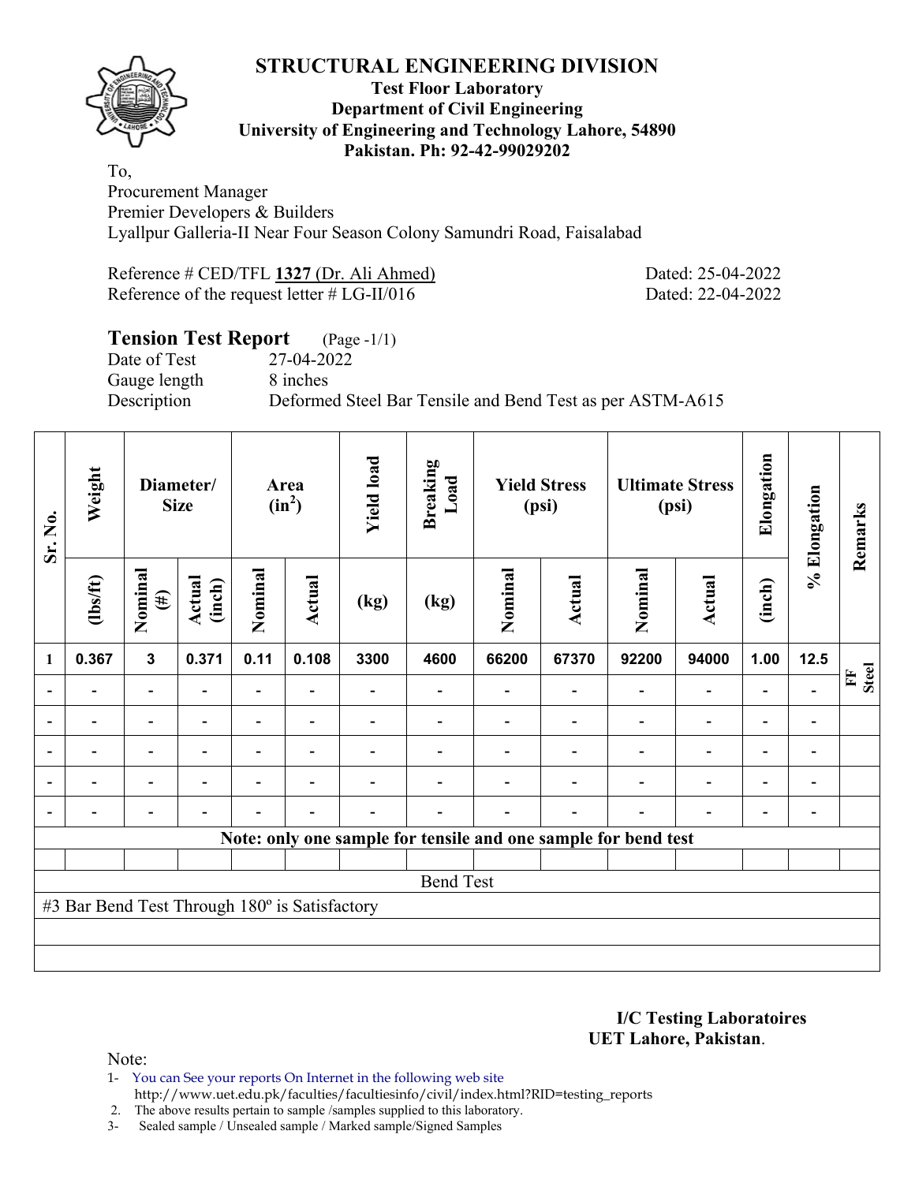# STRUCTURAL ENGINEERING DIVISION

**Test Floor Laboratory**
**Department of Civil Engineering**
**University of Engineering and Technology Lahore, 54890**
**Pakistan. Ph: 92-42-99029202**

To,
Procurement Manager
Premier Developers & Builders
Lyallpur Galleria-II Near Four Season Colony Samundri Road, Faisalabad

Reference # CED/TFL **1327** (Dr. Ali Ahmed) Dated: 25-04-2022
Reference of the request letter # LG-II/016 Dated: 22-04-2022

## Tension Test Report (Page -1/1)

Date of Test 27-04-2022
Gauge length 8 inches
Description Deformed Steel Bar Tensile and Bend Test as per ASTM-A615

| Sr. No. | Weight | Diameter/ Size | | Area ($in^2$) | | Yield load | Breaking Load | Yield Stress (psi) | | Ultimate Stress (psi) | | Elongation | % Elongation | Remarks |
|---|---|---|---|---|---|---|---|---|---|---|---|---|---|---|
| | (lbs/ft) | Nominal (#) | Actual (inch) | Nominal | Actual | (kg) | (kg) | Nominal | Actual | Nominal | Actual | (inch) | | |
| 1 | 0.367 | 3 | 0.371 | 0.11 | 0.108 | 3300 | 4600 | 66200 | 67370 | 92200 | 94000 | 1.00 | 12.5 | FF Steel |
| - | - | - | - | - | - | - | - | - | - | - | - | - | - | |
| - | - | - | - | - | - | - | - | - | - | - | - | - | - | |
| - | - | - | - | - | - | - | - | - | - | - | - | - | - | |
| - | - | - | - | - | - | - | - | - | - | - | - | - | - | |
| - | - | - | - | - | - | - | - | - | - | - | - | - | - | |
| Note: only one sample for tensile and one sample for bend test | | | | | | | | | | | | | | |
| Bend Test | | | | | | | | | | | | | | |
| #3 Bar Bend Test Through 180º is Satisfactory | | | | | | | | | | | | | | |

**I/C Testing Laboratoires**
**UET Lahore, Pakistan**.

Note:

1. You can See your reports On Internet in the following web site
   http://www.uet.edu.pk/faculties/facultiesinfo/civil/index.html?RID=testing_reports
2. The above results pertain to sample /samples supplied to this laboratory.
3. Sealed sample / Unsealed sample / Marked sample/Signed Samples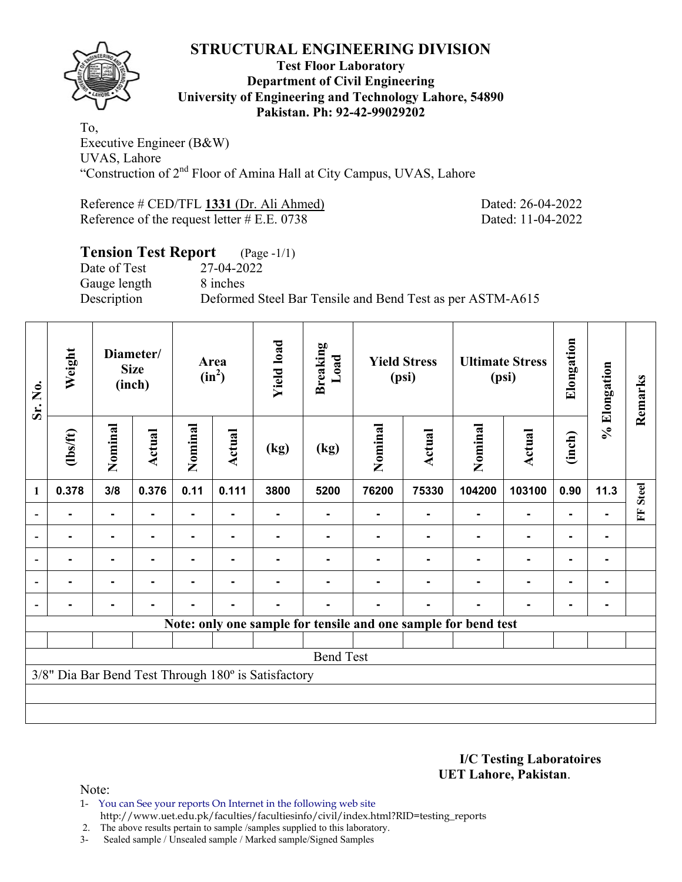# STRUCTURAL ENGINEERING DIVISION

**Test Floor Laboratory**
**Department of Civil Engineering**
**University of Engineering and Technology Lahore, 54890**
**Pakistan. Ph: 92-42-99029202**

To,
Executive Engineer (B&W)
UVAS, Lahore
"Construction of 2nd Floor of Amina Hall at City Campus, UVAS, Lahore

Reference # CED/TFL **1331** (Dr. Ali Ahmed) Dated: 26-04-2022
Reference of the request letter # E.E. 0738 Dated: 11-04-2022

## Tension Test Report (Page -1/1)

Date of Test 27-04-2022
Gauge length 8 inches
Description Deformed Steel Bar Tensile and Bend Test as per ASTM-A615

| Sr. No. | Weight | Diameter/ Size (inch) | | Area ($in^2$) | | Yield load | Breaking Load | Yield Stress (psi) | | Ultimate Stress (psi) | | Elongation | % Elongation | Remarks |
|---|---|---|---|---|---|---|---|---|---|---|---|---|---|---|
| | (lbs/ft) | Nominal | Actual | Nominal | Actual | (kg) | (kg) | Nominal | Actual | Nominal | Actual | (inch) | | |
| 1 | 0.378 | 3/8 | 0.376 | 0.11 | 0.111 | 3800 | 5200 | 76200 | 75330 | 104200 | 103100 | 0.90 | 11.3 | FF Steel |
| - | - | - | - | - | - | - | - | - | - | - | - | - | - | |
| - | - | - | - | - | - | - | - | - | - | - | - | - | - | |
| - | - | - | - | - | - | - | - | - | - | - | - | - | - | |
| - | - | - | - | - | - | - | - | - | - | - | - | - | - | |
| - | - | - | - | - | - | - | - | - | - | - | - | - | - | |

**Note: only one sample for tensile and one sample for bend test**

Bend Test

3/8" Dia Bar Bend Test Through 180º is Satisfactory

**I/C Testing Laboratoires**
**UET Lahore, Pakistan**.

Note:
1- You can See your reports On Internet in the following web site
http://www.uet.edu.pk/faculties/facultiesinfo/civil/index.html?RID=testing_reports
2. The above results pertain to sample /samples supplied to this laboratory.
3- Sealed sample / Unsealed sample / Marked sample/Signed Samples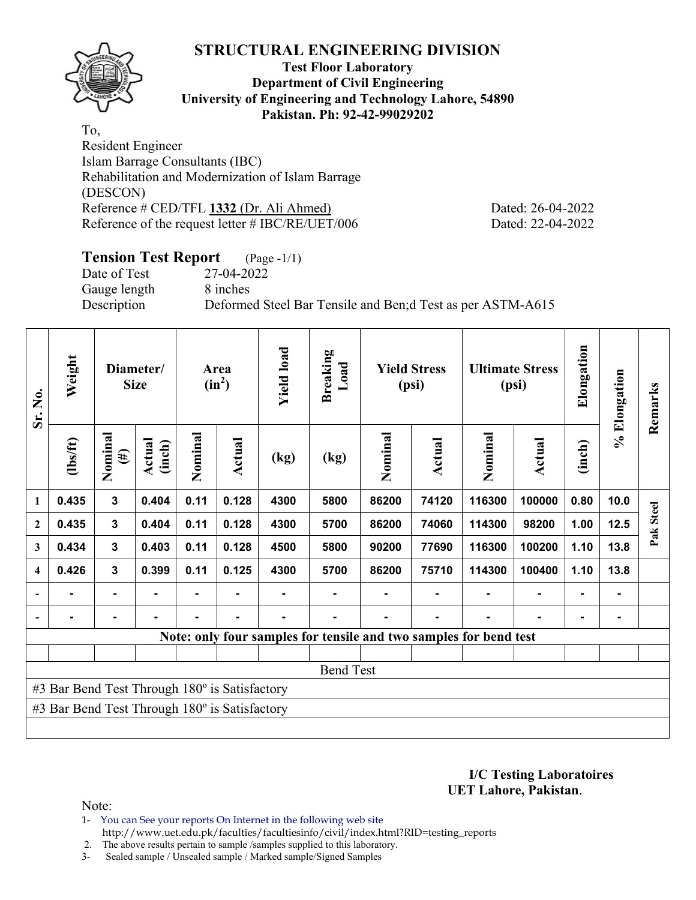# STRUCTURAL ENGINEERING DIVISION

**Test Floor Laboratory**
**Department of Civil Engineering**
**University of Engineering and Technology Lahore, 54890**
**Pakistan. Ph: 92-42-99029202**

To,
Resident Engineer
Islam Barrage Consultants (IBC)
Rehabilitation and Modernization of Islam Barrage
(DESCON)
Reference # CED/TFL **1332** (Dr. Ali Ahmed) Dated: 26-04-2022
Reference of the request letter # IBC/RE/UET/006 Dated: 22-04-2022

## Tension Test Report (Page -1/1)

Date of Test 27-04-2022
Gauge length 8 inches
Description Deformed Steel Bar Tensile and Ben;d Test as per ASTM-A615

| Sr. No. | Weight | Diameter/ Size | | Area ($in^2$) | | Yield load | Breaking Load | Yield Stress (psi) | | Ultimate Stress (psi) | | Elongation | % Elongation | Remarks |
|---|---|---|---|---|---|---|---|---|---|---|---|---|---|---|
| | (lbs/ft) | Nominal (#) | Actual (inch) | Nominal | Actual | (kg) | (kg) | Nominal | Actual | Nominal | Actual | (inch) | | |
| 1 | 0.435 | 3 | 0.404 | 0.11 | 0.128 | 4300 | 5800 | 86200 | 74120 | 116300 | 100000 | 0.80 | 10.0 | Pak Steel |
| 2 | 0.435 | 3 | 0.404 | 0.11 | 0.128 | 4300 | 5700 | 86200 | 74060 | 114300 | 98200 | 1.00 | 12.5 | |
| 3 | 0.434 | 3 | 0.403 | 0.11 | 0.128 | 4500 | 5800 | 90200 | 77690 | 116300 | 100200 | 1.10 | 13.8 | |
| 4 | 0.426 | 3 | 0.399 | 0.11 | 0.125 | 4300 | 5700 | 86200 | 75710 | 114300 | 100400 | 1.10 | 13.8 | |
| - | - | - | - | - | - | - | - | - | - | - | - | - | - | |
| - | - | - | - | - | - | - | - | - | - | - | - | - | - | |
| Note: only four samples for tensile and two samples for bend test | | | | | | | | | | | | | | |
| Bend Test | | | | | | | | | | | | | | |
| #3 Bar Bend Test Through 180º is Satisfactory | | | | | | | | | | | | | | |
| #3 Bar Bend Test Through 180º is Satisfactory | | | | | | | | | | | | | | |

**I/C Testing Laboratoires**
**UET Lahore, Pakistan**.

Note:
1- You can See your reports On Internet in the following web site
http://www.uet.edu.pk/faculties/facultiesinfo/civil/index.html?RID=testing_reports
2. The above results pertain to sample /samples supplied to this laboratory.
3- Sealed sample / Unsealed sample / Marked sample/Signed Samples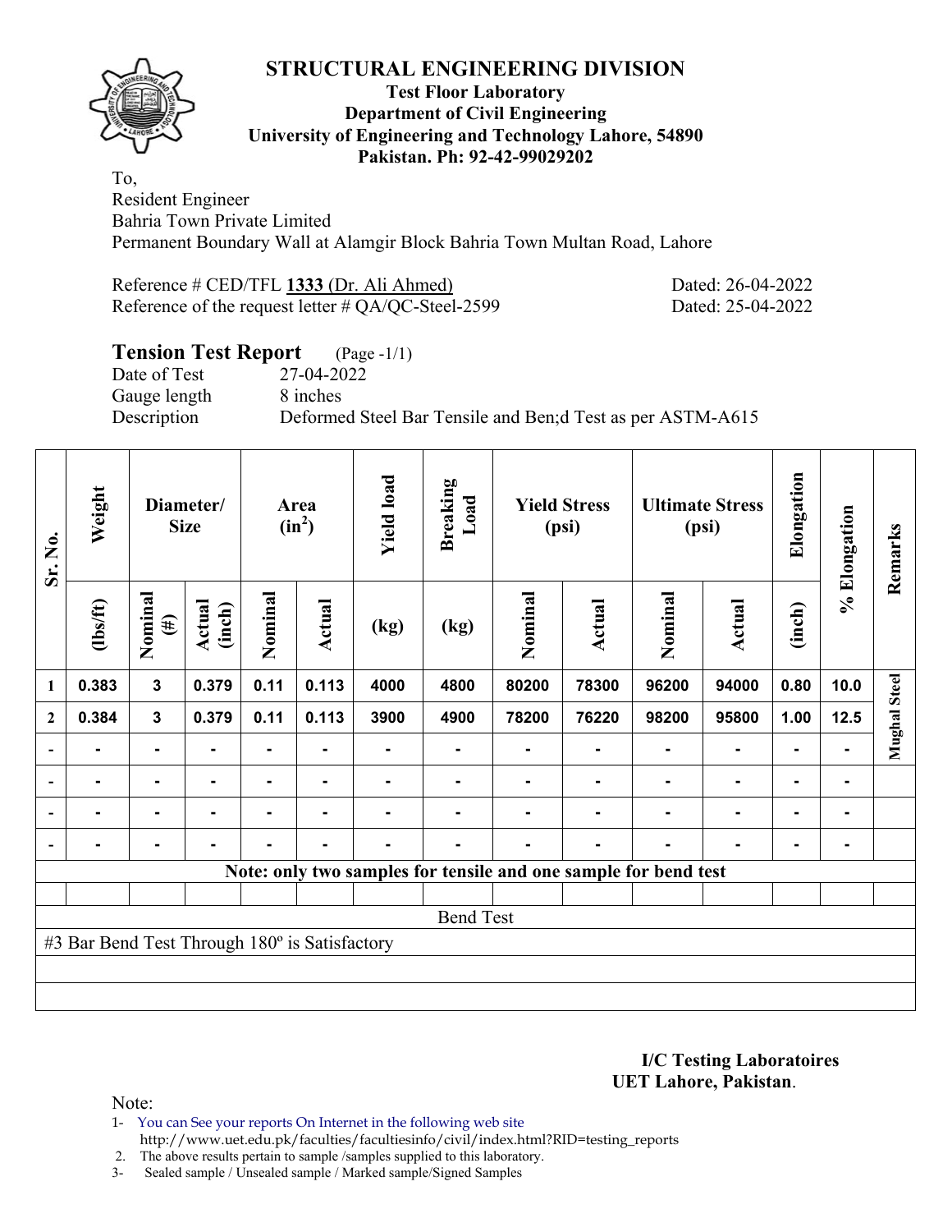# STRUCTURAL ENGINEERING DIVISION

**Test Floor Laboratory**
**Department of Civil Engineering**
**University of Engineering and Technology Lahore, 54890**
**Pakistan. Ph: 92-42-99029202**

To,
Resident Engineer
Bahria Town Private Limited
Permanent Boundary Wall at Alamgir Block Bahria Town Multan Road, Lahore

Reference # CED/TFL **1333** (Dr. Ali Ahmed) Dated: 26-04-2022
Reference of the request letter # QA/QC-Steel-2599 Dated: 25-04-2022

## Tension Test Report (Page -1/1)

Date of Test 27-04-2022
Gauge length 8 inches
Description Deformed Steel Bar Tensile and Ben;d Test as per ASTM-A615

| Sr. No. | Weight | Diameter/ Size | | Area ($in^2$) | | Yield load | Breaking Load | Yield Stress (psi) | | Ultimate Stress (psi) | | Elongation | % Elongation | Remarks |
|---|---|---|---|---|---|---|---|---|---|---|---|---|---|---|
| | (lbs/ft) | Nominal (#) | Actual (inch) | Nominal | Actual | (kg) | (kg) | Nominal | Actual | Nominal | Actual | (inch) | | |
| 1 | 0.383 | 3 | 0.379 | 0.11 | 0.113 | 4000 | 4800 | 80200 | 78300 | 96200 | 94000 | 0.80 | 10.0 | Mughal Steel |
| 2 | 0.384 | 3 | 0.379 | 0.11 | 0.113 | 3900 | 4900 | 78200 | 76220 | 98200 | 95800 | 1.00 | 12.5 | |
| - | - | - | - | - | - | - | - | - | - | - | - | - | - | |
| - | - | - | - | - | - | - | - | - | - | - | - | - | - | |
| - | - | - | - | - | - | - | - | - | - | - | - | - | - | |
| - | - | - | - | - | - | - | - | - | - | - | - | - | - | |

**Note: only two samples for tensile and one sample for bend test**

Bend Test

#3 Bar Bend Test Through 180º is Satisfactory

**I/C Testing Laboratoires**
**UET Lahore, Pakistan**.

Note:

1- You can See your reports On Internet in the following web site
http://www.uet.edu.pk/faculties/facultiesinfo/civil/index.html?RID=testing_reports
2. The above results pertain to sample /samples supplied to this laboratory.
3- Sealed sample / Unsealed sample / Marked sample/Signed Samples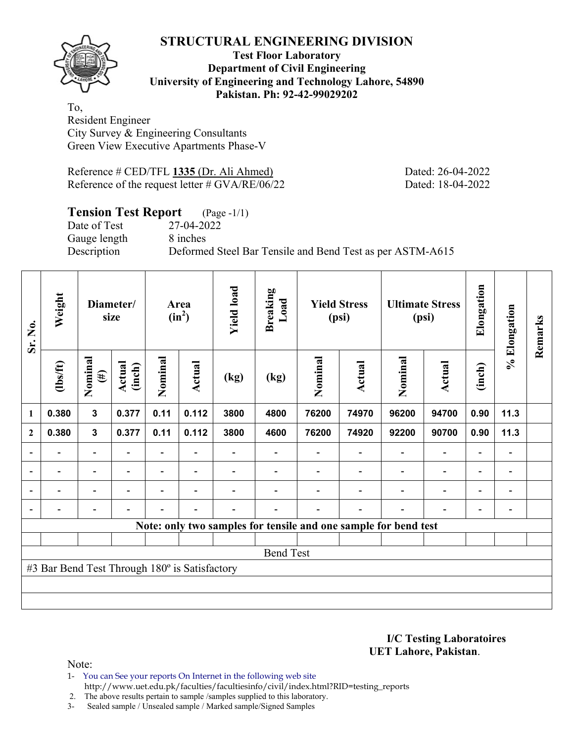# STRUCTURAL ENGINEERING DIVISION

**Test Floor Laboratory**
**Department of Civil Engineering**
**University of Engineering and Technology Lahore, 54890**
**Pakistan. Ph: 92-42-99029202**

To,
Resident Engineer
City Survey & Engineering Consultants
Green View Executive Apartments Phase-V

Reference # CED/TFL **1335** (Dr. Ali Ahmed) Dated: 26-04-2022
Reference of the request letter # GVA/RE/06/22 Dated: 18-04-2022

## Tension Test Report (Page -1/1)

Date of Test 27-04-2022
Gauge length 8 inches
Description Deformed Steel Bar Tensile and Bend Test as per ASTM-A615

| Sr. No. | Weight | Diameter/ size | | Area ($in^2$) | | Yield load | Breaking Load | Yield Stress (psi) | | Ultimate Stress (psi) | | Elongation | % Elongation | Remarks |
|---|---|---|---|---|---|---|---|---|---|---|---|---|---|---|
| | (lbs/ft) | Nominal (#) | Actual (inch) | Nominal | Actual | (kg) | (kg) | Nominal | Actual | Nominal | Actual | (inch) | | |
| 1 | 0.380 | 3 | 0.377 | 0.11 | 0.112 | 3800 | 4800 | 76200 | 74970 | 96200 | 94700 | 0.90 | 11.3 | |
| 2 | 0.380 | 3 | 0.377 | 0.11 | 0.112 | 3800 | 4600 | 76200 | 74920 | 92200 | 90700 | 0.90 | 11.3 | |
| - | - | - | - | - | - | - | - | - | - | - | - | - | - | |
| - | - | - | - | - | - | - | - | - | - | - | - | - | - | |
| - | - | - | - | - | - | - | - | - | - | - | - | - | - | |
| - | - | - | - | - | - | - | - | - | - | - | - | - | - | |

**Note: only two samples for tensile and one sample for bend test**

Bend Test

#3 Bar Bend Test Through 180º is Satisfactory

**I/C Testing Laboratoires**
**UET Lahore, Pakistan**.

Note:
1- You can See your reports On Internet in the following web site
http://www.uet.edu.pk/faculties/facultiesinfo/civil/index.html?RID=testing_reports
2. The above results pertain to sample /samples supplied to this laboratory.
3- Sealed sample / Unsealed sample / Marked sample/Signed Samples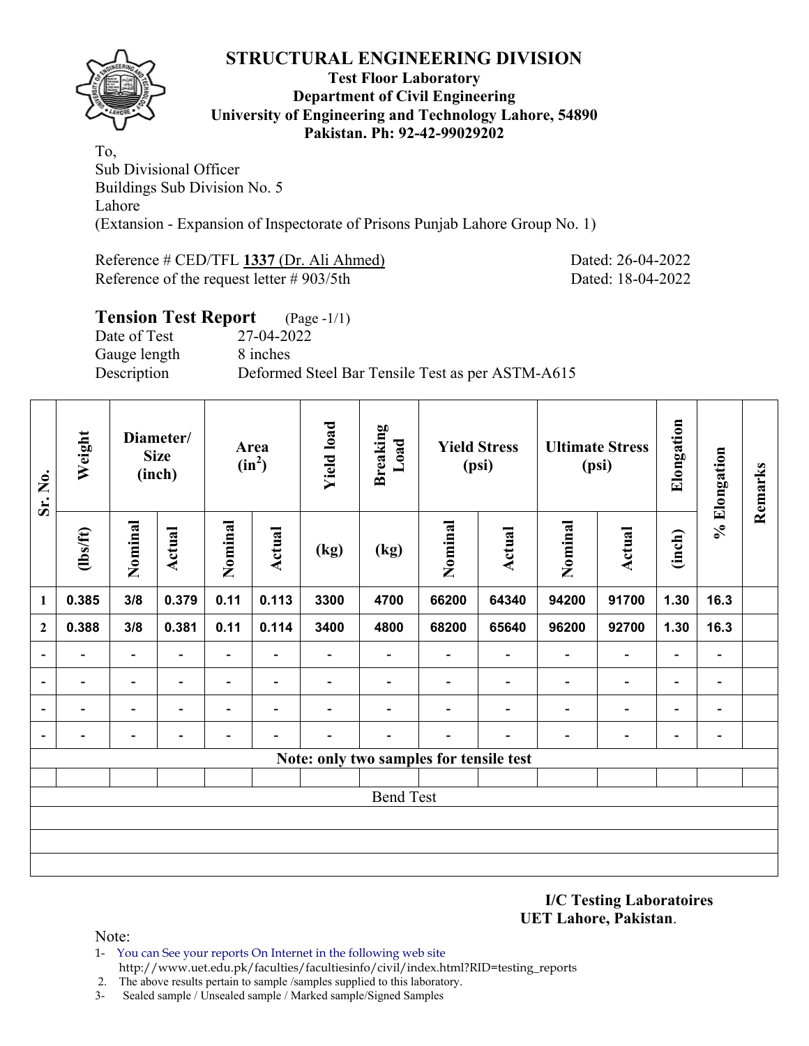# STRUCTURAL ENGINEERING DIVISION

**Test Floor Laboratory**
**Department of Civil Engineering**
**University of Engineering and Technology Lahore, 54890**
**Pakistan. Ph: 92-42-99029202**

To,
Sub Divisional Officer
Buildings Sub Division No. 5
Lahore
(Extansion - Expansion of Inspectorate of Prisons Punjab Lahore Group No. 1)

Reference # CED/TFL **1337** (Dr. Ali Ahmed) Dated: 26-04-2022
Reference of the request letter # 903/5th Dated: 18-04-2022

## Tension Test Report (Page -1/1)

Date of Test 27-04-2022
Gauge length 8 inches
Description Deformed Steel Bar Tensile Test as per ASTM-A615

| Sr. No. | Weight | Diameter/ Size (inch) | | Area ($in^2$) | | Yield load | Breaking Load | Yield Stress (psi) | | Ultimate Stress (psi) | | Elongation | % Elongation | Remarks |
|---|---|---|---|---|---|---|---|---|---|---|---|---|---|---|
| | (lbs/ft) | Nominal | Actual | Nominal | Actual | (kg) | (kg) | Nominal | Actual | Nominal | Actual | (inch) | | |
| 1 | 0.385 | 3/8 | 0.379 | 0.11 | 0.113 | 3300 | 4700 | 66200 | 64340 | 94200 | 91700 | 1.30 | 16.3 | |
| 2 | 0.388 | 3/8 | 0.381 | 0.11 | 0.114 | 3400 | 4800 | 68200 | 65640 | 96200 | 92700 | 1.30 | 16.3 | |
| - | - | - | - | - | - | - | - | - | - | - | - | - | - | |
| - | - | - | - | - | - | - | - | - | - | - | - | - | - | |
| - | - | - | - | - | - | - | - | - | - | - | - | - | - | |
| - | - | - | - | - | - | - | - | - | - | - | - | - | - | |
| **Note: only two samples for tensile test** | | | | | | | | | | | | | | |
| | | | | | | | | | | | | | | |
| Bend Test | | | | | | | | | | | | | | |
| | | | | | | | | | | | | | | |
| | | | | | | | | | | | | | | |
| | | | | | | | | | | | | | | |

**I/C Testing Laboratoires**
**UET Lahore, Pakistan**.

Note:

1- You can See your reports On Internet in the following web site
http://www.uet.edu.pk/faculties/facultiesinfo/civil/index.html?RID=testing_reports
2. The above results pertain to sample /samples supplied to this laboratory.
3- Sealed sample / Unsealed sample / Marked sample/Signed Samples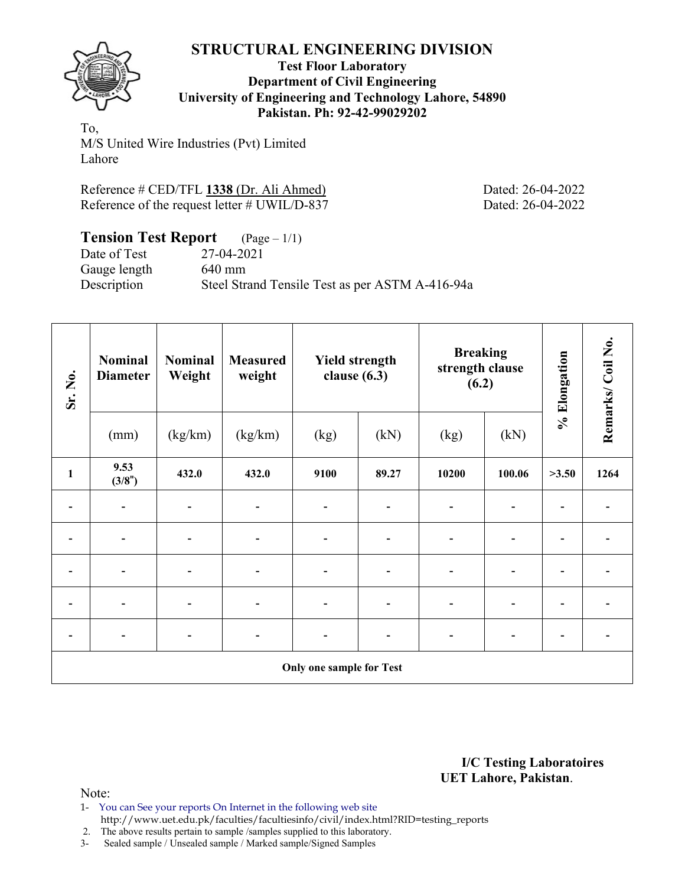# STRUCTURAL ENGINEERING DIVISION

**Test Floor Laboratory**
**Department of Civil Engineering**
**University of Engineering and Technology Lahore, 54890**
**Pakistan. Ph: 92-42-99029202**

To,
M/S United Wire Industries (Pvt) Limited
Lahore

Reference # CED/TFL **1338** (Dr. Ali Ahmed) Dated: 26-04-2022
Reference of the request letter # UWIL/D-837 Dated: 26-04-2022

## Tension Test Report (Page – 1/1)

Date of Test 27-04-2021
Gauge length 640 mm
Description Steel Strand Tensile Test as per ASTM A-416-94a

| Sr. No. | Nominal Diameter | Nominal Weight | Measured weight | Yield strength clause (6.3) | | Breaking strength clause (6.2) | | % Elongation | Remarks/ Coil No. |
|---|---|---|---|---|---|---|---|---|---|
| | (mm) | (kg/km) | (kg/km) | (kg) | (kN) | (kg) | (kN) | | |
| **1** | **9.53 (3/8")** | **432.0** | **432.0** | **9100** | **89.27** | **10200** | **100.06** | **>3.50** | **1264** |
| - | - | - | - | - | - | - | - | - | - |
| - | - | - | - | - | - | - | - | - | - |
| - | - | - | - | - | - | - | - | - | - |
| - | - | - | - | - | - | - | - | - | - |
| - | - | - | - | - | - | - | - | - | - |
| **Only one sample for Test** | | | | | | | | | |

**I/C Testing Laboratoires**
**UET Lahore, Pakistan**.

Note:
1- You can See your reports On Internet in the following web site
http://www.uet.edu.pk/faculties/facultiesinfo/civil/index.html?RID=testing_reports
2. The above results pertain to sample /samples supplied to this laboratory.
3- Sealed sample / Unsealed sample / Marked sample/Signed Samples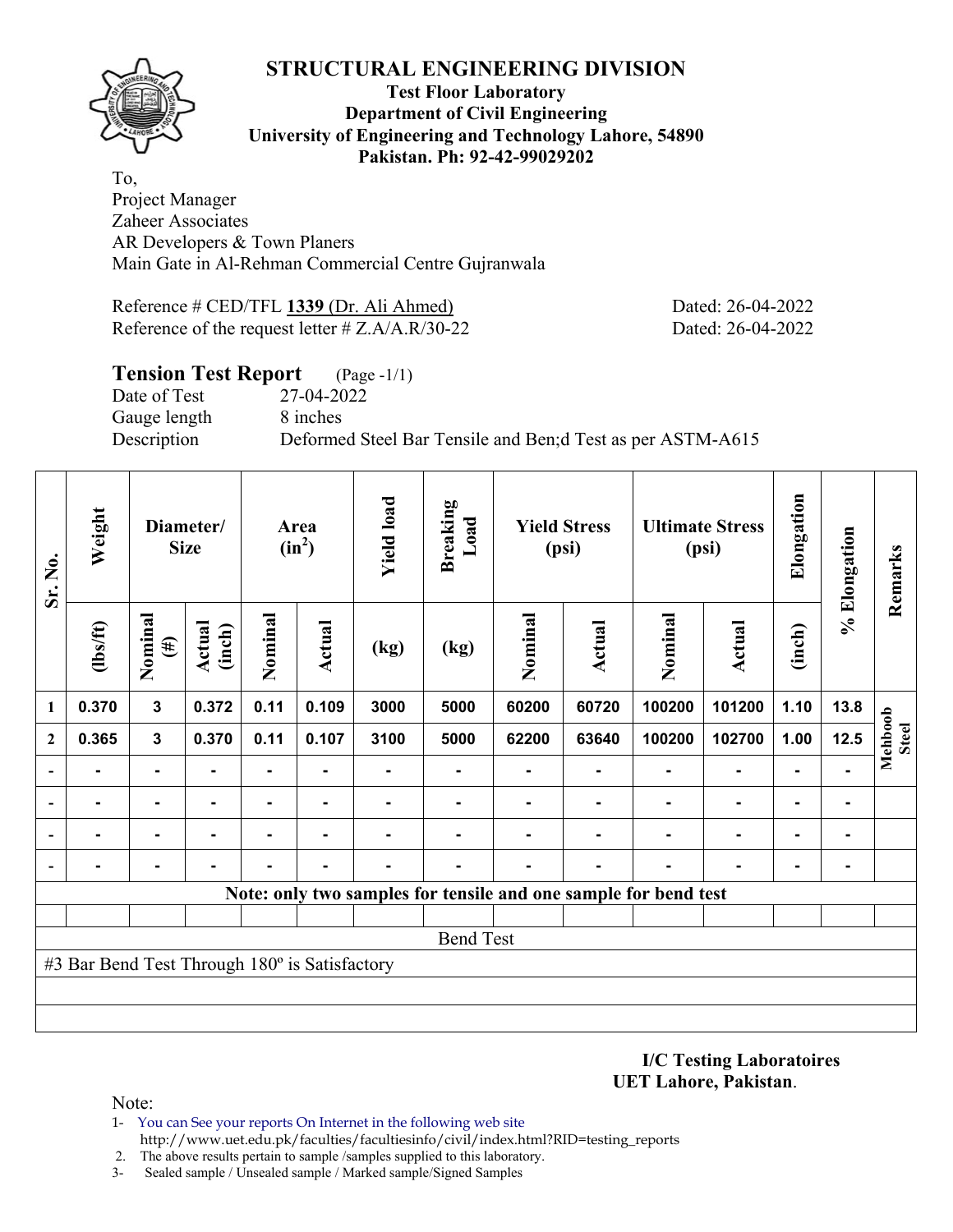# STRUCTURAL ENGINEERING DIVISION

**Test Floor Laboratory**
**Department of Civil Engineering**
**University of Engineering and Technology Lahore, 54890**
**Pakistan. Ph: 92-42-99029202**

To,
Project Manager
Zaheer Associates
AR Developers & Town Planers
Main Gate in Al-Rehman Commercial Centre Gujranwala

Reference # CED/TFL **1339** (Dr. Ali Ahmed) Dated: 26-04-2022
Reference of the request letter # Z.A/A.R/30-22 Dated: 26-04-2022

## Tension Test Report (Page -1/1)

Date of Test 27-04-2022
Gauge length 8 inches
Description Deformed Steel Bar Tensile and Ben;d Test as per ASTM-A615

| Sr. No. | Weight | Diameter/ Size | | Area ($in^2$) | | Yield load | Breaking Load | Yield Stress (psi) | | Ultimate Stress (psi) | | Elongation | % Elongation | Remarks |
|---|---|---|---|---|---|---|---|---|---|---|---|---|---|---|
| | (lbs/ft) | Nominal (#) | Actual (inch) | Nominal | Actual | (kg) | (kg) | Nominal | Actual | Nominal | Actual | (inch) | | |
| 1 | 0.370 | 3 | 0.372 | 0.11 | 0.109 | 3000 | 5000 | 60200 | 60720 | 100200 | 101200 | 1.10 | 13.8 | Mehboob Steel |
| 2 | 0.365 | 3 | 0.370 | 0.11 | 0.107 | 3100 | 5000 | 62200 | 63640 | 100200 | 102700 | 1.00 | 12.5 | |
| - | - | - | - | - | - | - | - | - | - | - | - | - | - | |
| - | - | - | - | - | - | - | - | - | - | - | - | - | - | |
| - | - | - | - | - | - | - | - | - | - | - | - | - | - | |
| - | - | - | - | - | - | - | - | - | - | - | - | - | - | |
| Note: only two samples for tensile and one sample for bend test | | | | | | | | | | | | | | |
| Bend Test | | | | | | | | | | | | | | |
| #3 Bar Bend Test Through 180º is Satisfactory | | | | | | | | | | | | | | |

**I/C Testing Laboratoires**
**UET Lahore, Pakistan**.

Note:
1- You can See your reports On Internet in the following web site
http://www.uet.edu.pk/faculties/facultiesinfo/civil/index.html?RID=testing_reports
2. The above results pertain to sample /samples supplied to this laboratory.
3- Sealed sample / Unsealed sample / Marked sample/Signed Samples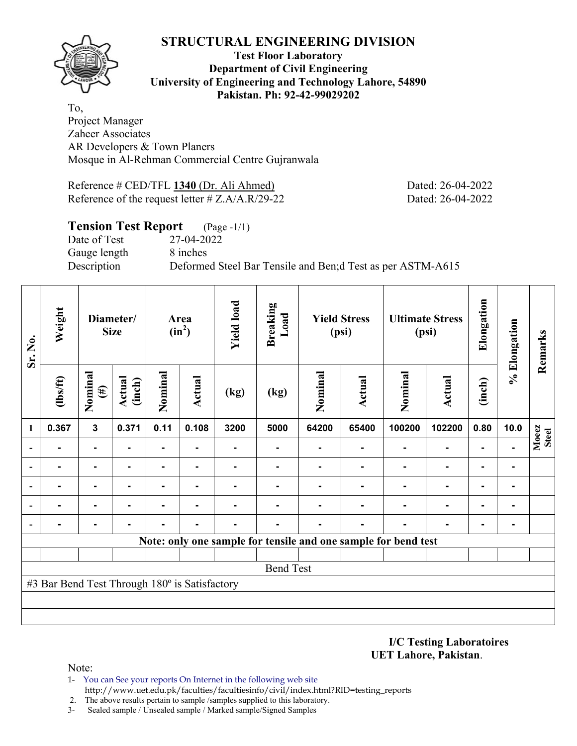# STRUCTURAL ENGINEERING DIVISION

**Test Floor Laboratory**
**Department of Civil Engineering**
**University of Engineering and Technology Lahore, 54890**
**Pakistan. Ph: 92-42-99029202**

To,
Project Manager
Zaheer Associates
AR Developers & Town Planers
Mosque in Al-Rehman Commercial Centre Gujranwala

Reference # CED/TFL **1340** (Dr. Ali Ahmed) Dated: 26-04-2022
Reference of the request letter # Z.A/A.R/29-22 Dated: 26-04-2022

## Tension Test Report (Page -1/1)

Date of Test 27-04-2022
Gauge length 8 inches
Description Deformed Steel Bar Tensile and Ben;d Test as per ASTM-A615

| Sr. No. | Weight | Diameter/ Size | | Area ($in^2$) | | Yield load | Breaking Load | Yield Stress (psi) | | Ultimate Stress (psi) | | Elongation | % Elongation | Remarks |
|---|---|---|---|---|---|---|---|---|---|---|---|---|---|---|
| | (lbs/ft) | Nominal (#) | Actual (inch) | Nominal | Actual | (kg) | (kg) | Nominal | Actual | Nominal | Actual | (inch) | | |
| 1 | 0.367 | 3 | 0.371 | 0.11 | 0.108 | 3200 | 5000 | 64200 | 65400 | 100200 | 102200 | 0.80 | 10.0 | Moeez Steel |
| - | - | - | - | - | - | - | - | - | - | - | - | - | - | |
| - | - | - | - | - | - | - | - | - | - | - | - | - | - | |
| - | - | - | - | - | - | - | - | - | - | - | - | - | - | |
| - | - | - | - | - | - | - | - | - | - | - | - | - | - | |
| - | - | - | - | - | - | - | - | - | - | - | - | - | - | |
| **Note: only one sample for tensile and one sample for bend test** | | | | | | | | | | | | | | |
| Bend Test | | | | | | | | | | | | | | |
| #3 Bar Bend Test Through 180º is Satisfactory | | | | | | | | | | | | | | |

**I/C Testing Laboratoires**
**UET Lahore, Pakistan**.

Note:
1- You can See your reports On Internet in the following web site
http://www.uet.edu.pk/faculties/facultiesinfo/civil/index.html?RID=testing_reports
2. The above results pertain to sample /samples supplied to this laboratory.
3- Sealed sample / Unsealed sample / Marked sample/Signed Samples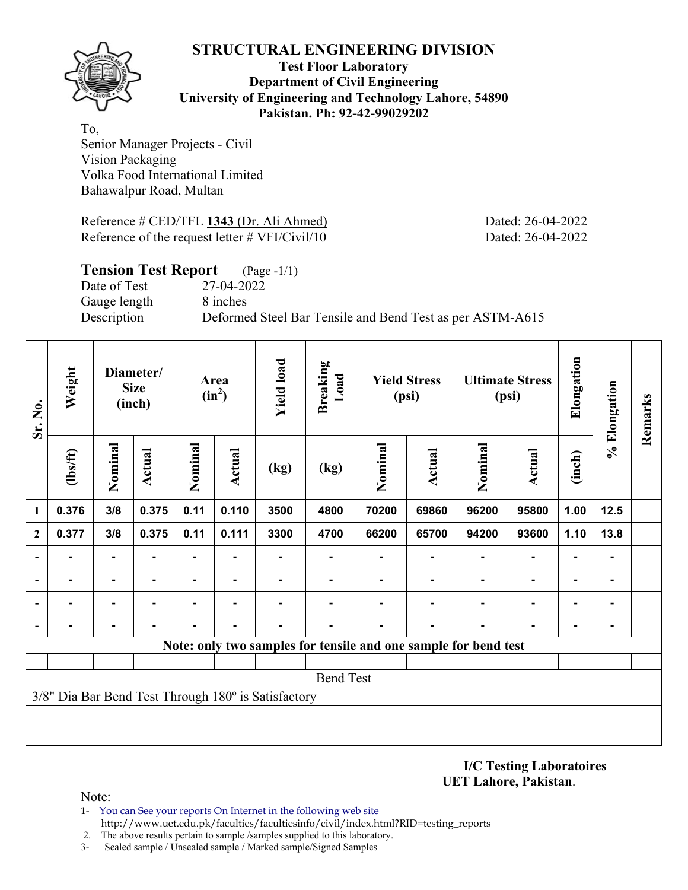# STRUCTURAL ENGINEERING DIVISION

**Test Floor Laboratory**
**Department of Civil Engineering**
**University of Engineering and Technology Lahore, 54890**
**Pakistan. Ph: 92-42-99029202**

To,
Senior Manager Projects - Civil
Vision Packaging
Volka Food International Limited
Bahawalpur Road, Multan

Reference # CED/TFL **1343** (Dr. Ali Ahmed) Dated: 26-04-2022
Reference of the request letter # VFI/Civil/10 Dated: 26-04-2022

## Tension Test Report (Page -1/1)

Date of Test 27-04-2022
Gauge length 8 inches
Description Deformed Steel Bar Tensile and Bend Test as per ASTM-A615

| Sr. No. | Weight | Diameter/ Size (inch) | | Area ($in^2$) | | Yield load | Breaking Load | Yield Stress (psi) | | Ultimate Stress (psi) | | Elongation | % Elongation | Remarks |
|---|---|---|---|---|---|---|---|---|---|---|---|---|---|---|
| | (lbs/ft) | Nominal | Actual | Nominal | Actual | (kg) | (kg) | Nominal | Actual | Nominal | Actual | (inch) | | |
| 1 | 0.376 | 3/8 | 0.375 | 0.11 | 0.110 | 3500 | 4800 | 70200 | 69860 | 96200 | 95800 | 1.00 | 12.5 | |
| 2 | 0.377 | 3/8 | 0.375 | 0.11 | 0.111 | 3300 | 4700 | 66200 | 65700 | 94200 | 93600 | 1.10 | 13.8 | |
| - | - | - | - | - | - | - | - | - | - | - | - | - | - | |
| - | - | - | - | - | - | - | - | - | - | - | - | - | - | |
| - | - | - | - | - | - | - | - | - | - | - | - | - | - | |
| - | - | - | - | - | - | - | - | - | - | - | - | - | - | |
| **Note: only two samples for tensile and one sample for bend test** | | | | | | | | | | | | | | |
| Bend Test | | | | | | | | | | | | | | |
| 3/8" Dia Bar Bend Test Through 180º is Satisfactory | | | | | | | | | | | | | | |

**I/C Testing Laboratoires**
**UET Lahore, Pakistan**.

Note:
1- You can See your reports On Internet in the following web site
http://www.uet.edu.pk/faculties/facultiesinfo/civil/index.html?RID=testing_reports
2. The above results pertain to sample /samples supplied to this laboratory.
3- Sealed sample / Unsealed sample / Marked sample/Signed Samples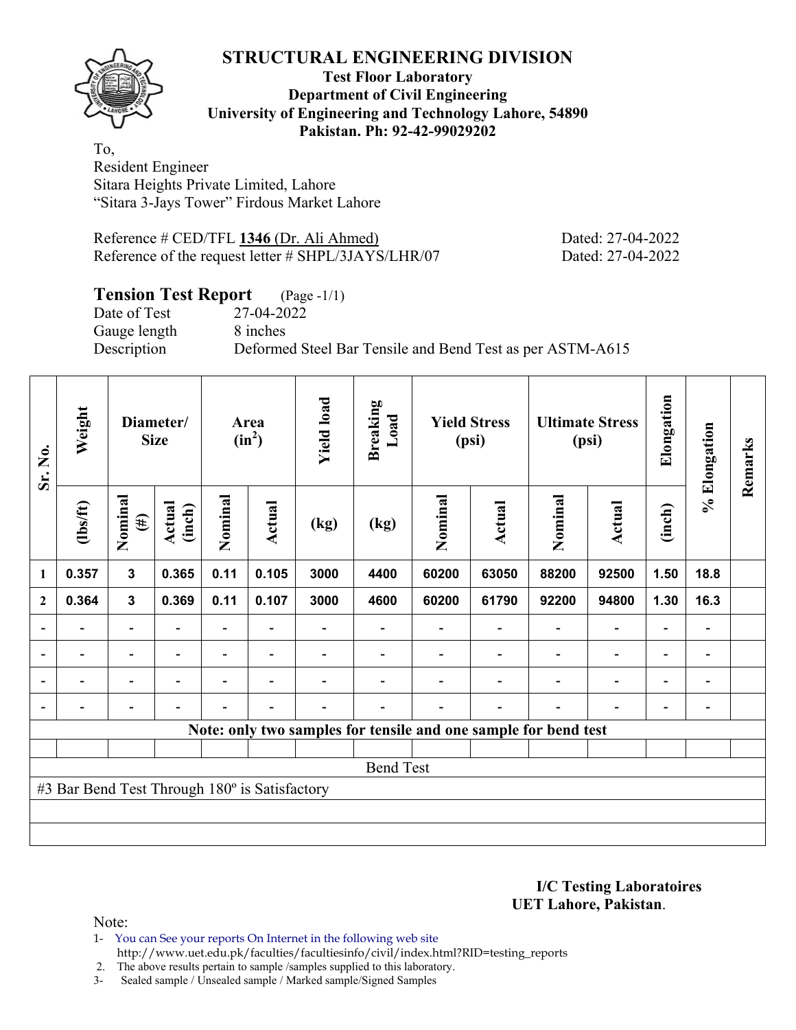# STRUCTURAL ENGINEERING DIVISION

**Test Floor Laboratory**
**Department of Civil Engineering**
**University of Engineering and Technology Lahore, 54890**
**Pakistan. Ph: 92-42-99029202**

To,
Resident Engineer
Sitara Heights Private Limited, Lahore
"Sitara 3-Jays Tower" Firdous Market Lahore

Reference # CED/TFL **1346** (Dr. Ali Ahmed) Dated: 27-04-2022
Reference of the request letter # SHPL/3JAYS/LHR/07 Dated: 27-04-2022

## Tension Test Report (Page -1/1)

Date of Test 27-04-2022
Gauge length 8 inches
Description Deformed Steel Bar Tensile and Bend Test as per ASTM-A615

| Sr. No. | Weight | Diameter/ Size | | Area ($in^2$) | | Yield load | Breaking Load | Yield Stress (psi) | | Ultimate Stress (psi) | | Elongation | % Elongation | Remarks |
|---|---|---|---|---|---|---|---|---|---|---|---|---|---|---|
| | (lbs/ft) | Nominal (#) | Actual (inch) | Nominal | Actual | (kg) | (kg) | Nominal | Actual | Nominal | Actual | (inch) | | |
| 1 | 0.357 | 3 | 0.365 | 0.11 | 0.105 | 3000 | 4400 | 60200 | 63050 | 88200 | 92500 | 1.50 | 18.8 | |
| 2 | 0.364 | 3 | 0.369 | 0.11 | 0.107 | 3000 | 4600 | 60200 | 61790 | 92200 | 94800 | 1.30 | 16.3 | |
| - | - | - | - | - | - | - | - | - | - | - | - | - | - | |
| - | - | - | - | - | - | - | - | - | - | - | - | - | - | |
| - | - | - | - | - | - | - | - | - | - | - | - | - | - | |
| - | - | - | - | - | - | - | - | - | - | - | - | - | - | |
| Note: only two samples for tensile and one sample for bend test | | | | | | | | | | | | | | |
| Bend Test | | | | | | | | | | | | | | |
| #3 Bar Bend Test Through 180º is Satisfactory | | | | | | | | | | | | | | |

**I/C Testing Laboratoires**
**UET Lahore, Pakistan**.

Note:
1- You can See your reports On Internet in the following web site
http://www.uet.edu.pk/faculties/facultiesinfo/civil/index.html?RID=testing_reports
2. The above results pertain to sample /samples supplied to this laboratory.
3- Sealed sample / Unsealed sample / Marked sample/Signed Samples